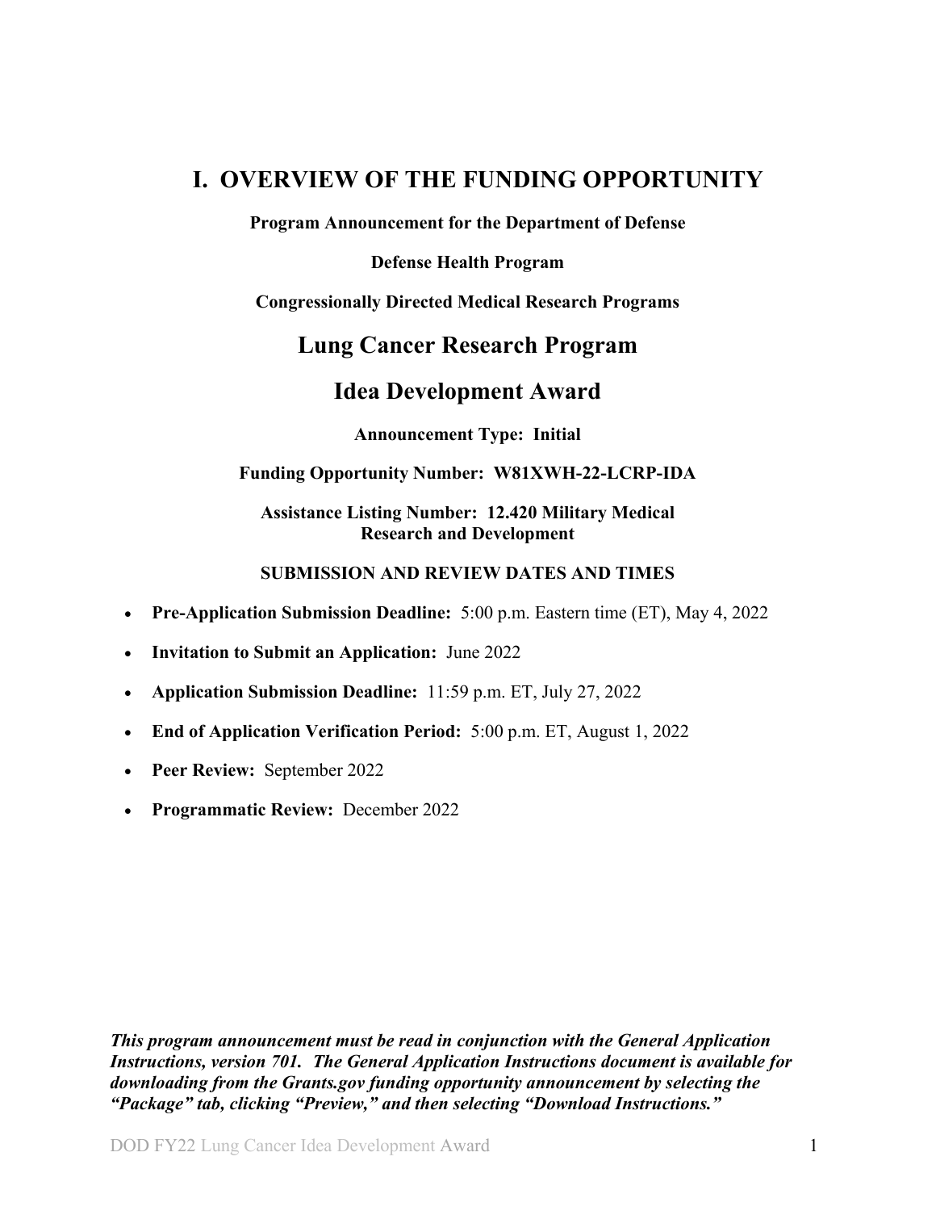# I. OVERVIEW OF THE FUNDING OPPORTUNITY

**Program Announcement for the Department of Defense**

**Defense Health Program**

**Congressionally Directed Medical Research Programs**

## Lung Cancer Research Program

## Idea Development Award

**Announcement Type: Initial**

**Funding Opportunity Number: W81XWH-22-LCRP-IDA**

**Assistance Listing Number: 12.420 Military Medical Research and Development**

**SUBMISSION AND REVIEW DATES AND TIMES**

- **Pre-Application Submission Deadline:** 5:00 p.m. Eastern time (ET), May 4, 2022
- **Invitation to Submit an Application:** June 2022
- **Application Submission Deadline:** 11:59 p.m. ET, July 27, 2022
- **End of Application Verification Period:** 5:00 p.m. ET, August 1, 2022
- **Peer Review:** September 2022
- **Programmatic Review:** December 2022

***This program announcement must be read in conjunction with the General Application Instructions, version 701. The General Application Instructions document is available for downloading from the Grants.gov funding opportunity announcement by selecting the "Package" tab, clicking "Preview," and then selecting "Download Instructions."***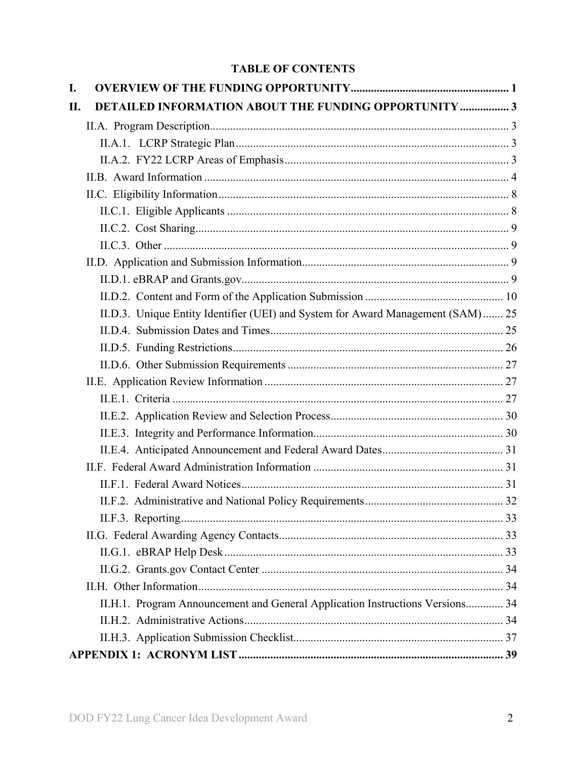# TABLE OF CONTENTS

**I. OVERVIEW OF THE FUNDING OPPORTUNITY ....................................................... 1**

**II. DETAILED INFORMATION ABOUT THE FUNDING OPPORTUNITY ................. 3**

- II.A. Program Description ....................................................................................... 3
  - II.A.1. LCRP Strategic Plan ............................................................................... 3
  - II.A.2. FY22 LCRP Areas of Emphasis .............................................................. 3
- II.B. Award Information ......................................................................................... 4
- II.C. Eligibility Information ..................................................................................... 8
  - II.C.1. Eligible Applicants .................................................................................. 8
  - II.C.2. Cost Sharing ............................................................................................ 9
  - II.C.3. Other ........................................................................................................ 9
- II.D. Application and Submission Information ....................................................... 9
  - II.D.1. eBRAP and Grants.gov ............................................................................ 9
  - II.D.2. Content and Form of the Application Submission ................................ 10
  - II.D.3. Unique Entity Identifier (UEI) and System for Award Management (SAM) ....... 25
  - II.D.4. Submission Dates and Times ................................................................. 25
  - II.D.5. Funding Restrictions .............................................................................. 26
  - II.D.6. Other Submission Requirements ........................................................... 27
- II.E. Application Review Information ................................................................... 27
  - II.E.1. Criteria ................................................................................................... 27
  - II.E.2. Application Review and Selection Process ............................................ 30
  - II.E.3. Integrity and Performance Information .................................................. 30
  - II.E.4. Anticipated Announcement and Federal Award Dates .......................... 31
- II.F. Federal Award Administration Information .................................................. 31
  - II.F.1. Federal Award Notices ........................................................................... 31
  - II.F.2. Administrative and National Policy Requirements ................................ 32
  - II.F.3. Reporting ................................................................................................ 33
- II.G. Federal Awarding Agency Contacts .............................................................. 33
  - II.G.1. eBRAP Help Desk ................................................................................. 33
  - II.G.2. Grants.gov Contact Center .................................................................... 34
- II.H. Other Information ......................................................................................... 34
  - II.H.1. Program Announcement and General Application Instructions Versions ............. 34
  - II.H.2. Administrative Actions .......................................................................... 34
  - II.H.3. Application Submission Checklist ......................................................... 37

**APPENDIX 1: ACRONYM LIST ............................................................................ 39**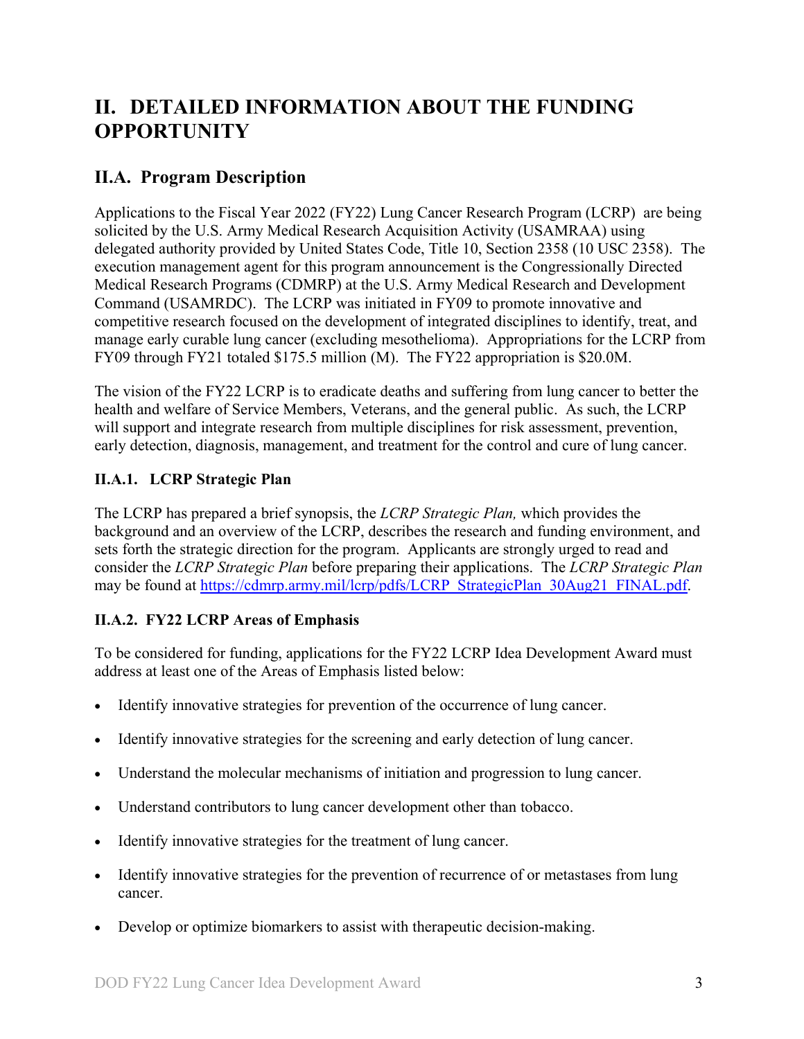# II. DETAILED INFORMATION ABOUT THE FUNDING OPPORTUNITY

## II.A. Program Description

Applications to the Fiscal Year 2022 (FY22) Lung Cancer Research Program (LCRP) are being solicited by the U.S. Army Medical Research Acquisition Activity (USAMRAA) using delegated authority provided by United States Code, Title 10, Section 2358 (10 USC 2358). The execution management agent for this program announcement is the Congressionally Directed Medical Research Programs (CDMRP) at the U.S. Army Medical Research and Development Command (USAMRDC). The LCRP was initiated in FY09 to promote innovative and competitive research focused on the development of integrated disciplines to identify, treat, and manage early curable lung cancer (excluding mesothelioma). Appropriations for the LCRP from FY09 through FY21 totaled $175.5 million (M). The FY22 appropriation is $20.0M.

The vision of the FY22 LCRP is to eradicate deaths and suffering from lung cancer to better the health and welfare of Service Members, Veterans, and the general public. As such, the LCRP will support and integrate research from multiple disciplines for risk assessment, prevention, early detection, diagnosis, management, and treatment for the control and cure of lung cancer.

### II.A.1. LCRP Strategic Plan

The LCRP has prepared a brief synopsis, the *LCRP Strategic Plan,* which provides the background and an overview of the LCRP, describes the research and funding environment, and sets forth the strategic direction for the program. Applicants are strongly urged to read and consider the *LCRP Strategic Plan* before preparing their applications. The *LCRP Strategic Plan* may be found at [https://cdmrp.army.mil/lcrp/pdfs/LCRP_StrategicPlan_30Aug21_FINAL.pdf](https://cdmrp.army.mil/lcrp/pdfs/LCRP_StrategicPlan_30Aug21_FINAL.pdf).

### II.A.2. FY22 LCRP Areas of Emphasis

To be considered for funding, applications for the FY22 LCRP Idea Development Award must address at least one of the Areas of Emphasis listed below:

- Identify innovative strategies for prevention of the occurrence of lung cancer.
- Identify innovative strategies for the screening and early detection of lung cancer.
- Understand the molecular mechanisms of initiation and progression to lung cancer.
- Understand contributors to lung cancer development other than tobacco.
- Identify innovative strategies for the treatment of lung cancer.
- Identify innovative strategies for the prevention of recurrence of or metastases from lung cancer.
- Develop or optimize biomarkers to assist with therapeutic decision-making.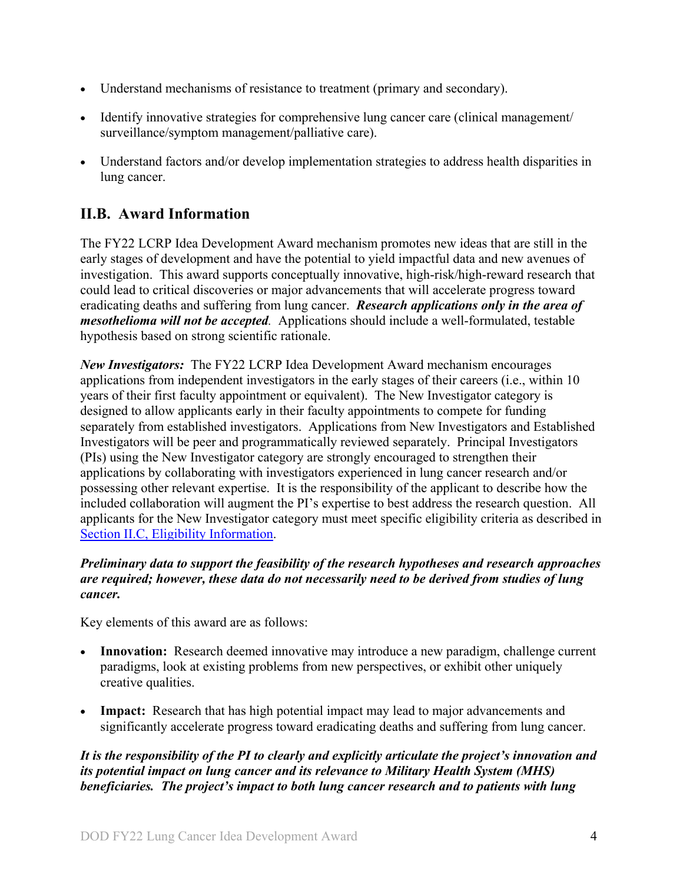- Understand mechanisms of resistance to treatment (primary and secondary).
- Identify innovative strategies for comprehensive lung cancer care (clinical management/ surveillance/symptom management/palliative care).
- Understand factors and/or develop implementation strategies to address health disparities in lung cancer.

## II.B. Award Information

The FY22 LCRP Idea Development Award mechanism promotes new ideas that are still in the early stages of development and have the potential to yield impactful data and new avenues of investigation. This award supports conceptually innovative, high-risk/high-reward research that could lead to critical discoveries or major advancements that will accelerate progress toward eradicating deaths and suffering from lung cancer. ***Research applications only in the area of mesothelioma will not be accepted.*** Applications should include a well-formulated, testable hypothesis based on strong scientific rationale.

***New Investigators:*** The FY22 LCRP Idea Development Award mechanism encourages applications from independent investigators in the early stages of their careers (i.e., within 10 years of their first faculty appointment or equivalent). The New Investigator category is designed to allow applicants early in their faculty appointments to compete for funding separately from established investigators. Applications from New Investigators and Established Investigators will be peer and programmatically reviewed separately. Principal Investigators (PIs) using the New Investigator category are strongly encouraged to strengthen their applications by collaborating with investigators experienced in lung cancer research and/or possessing other relevant expertise. It is the responsibility of the applicant to describe how the included collaboration will augment the PI's expertise to best address the research question. All applicants for the New Investigator category must meet specific eligibility criteria as described in [Section II.C, Eligibility Information](#).

***Preliminary data to support the feasibility of the research hypotheses and research approaches are required; however, these data do not necessarily need to be derived from studies of lung cancer.***

Key elements of this award are as follows:

- **Innovation:** Research deemed innovative may introduce a new paradigm, challenge current paradigms, look at existing problems from new perspectives, or exhibit other uniquely creative qualities.
- **Impact:** Research that has high potential impact may lead to major advancements and significantly accelerate progress toward eradicating deaths and suffering from lung cancer.

***It is the responsibility of the PI to clearly and explicitly articulate the project's innovation and its potential impact on lung cancer and its relevance to Military Health System (MHS) beneficiaries. The project's impact to both lung cancer research and to patients with lung***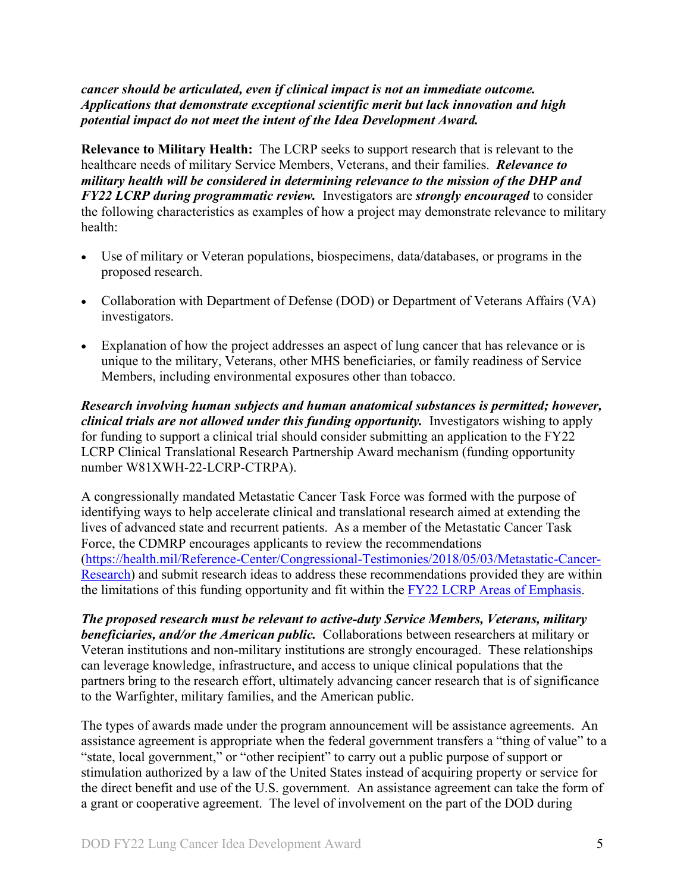***cancer should be articulated, even if clinical impact is not an immediate outcome. Applications that demonstrate exceptional scientific merit but lack innovation and high potential impact do not meet the intent of the Idea Development Award.***

**Relevance to Military Health:** The LCRP seeks to support research that is relevant to the healthcare needs of military Service Members, Veterans, and their families. ***Relevance to military health will be considered in determining relevance to the mission of the DHP and FY22 LCRP during programmatic review.*** Investigators are ***strongly encouraged*** to consider the following characteristics as examples of how a project may demonstrate relevance to military health:

- Use of military or Veteran populations, biospecimens, data/databases, or programs in the proposed research.
- Collaboration with Department of Defense (DOD) or Department of Veterans Affairs (VA) investigators.
- Explanation of how the project addresses an aspect of lung cancer that has relevance or is unique to the military, Veterans, other MHS beneficiaries, or family readiness of Service Members, including environmental exposures other than tobacco.

***Research involving human subjects and human anatomical substances is permitted; however, clinical trials are not allowed under this funding opportunity.*** Investigators wishing to apply for funding to support a clinical trial should consider submitting an application to the FY22 LCRP Clinical Translational Research Partnership Award mechanism (funding opportunity number W81XWH-22-LCRP-CTRPA).

A congressionally mandated Metastatic Cancer Task Force was formed with the purpose of identifying ways to help accelerate clinical and translational research aimed at extending the lives of advanced state and recurrent patients. As a member of the Metastatic Cancer Task Force, the CDMRP encourages applicants to review the recommendations ([https://health.mil/Reference-Center/Congressional-Testimonies/2018/05/03/Metastatic-Cancer-Research](https://health.mil/Reference-Center/Congressional-Testimonies/2018/05/03/Metastatic-Cancer-Research)) and submit research ideas to address these recommendations provided they are within the limitations of this funding opportunity and fit within the FY22 LCRP Areas of Emphasis.

***The proposed research must be relevant to active-duty Service Members, Veterans, military beneficiaries, and/or the American public.*** Collaborations between researchers at military or Veteran institutions and non-military institutions are strongly encouraged. These relationships can leverage knowledge, infrastructure, and access to unique clinical populations that the partners bring to the research effort, ultimately advancing cancer research that is of significance to the Warfighter, military families, and the American public.

The types of awards made under the program announcement will be assistance agreements. An assistance agreement is appropriate when the federal government transfers a "thing of value" to a "state, local government," or "other recipient" to carry out a public purpose of support or stimulation authorized by a law of the United States instead of acquiring property or service for the direct benefit and use of the U.S. government. An assistance agreement can take the form of a grant or cooperative agreement. The level of involvement on the part of the DOD during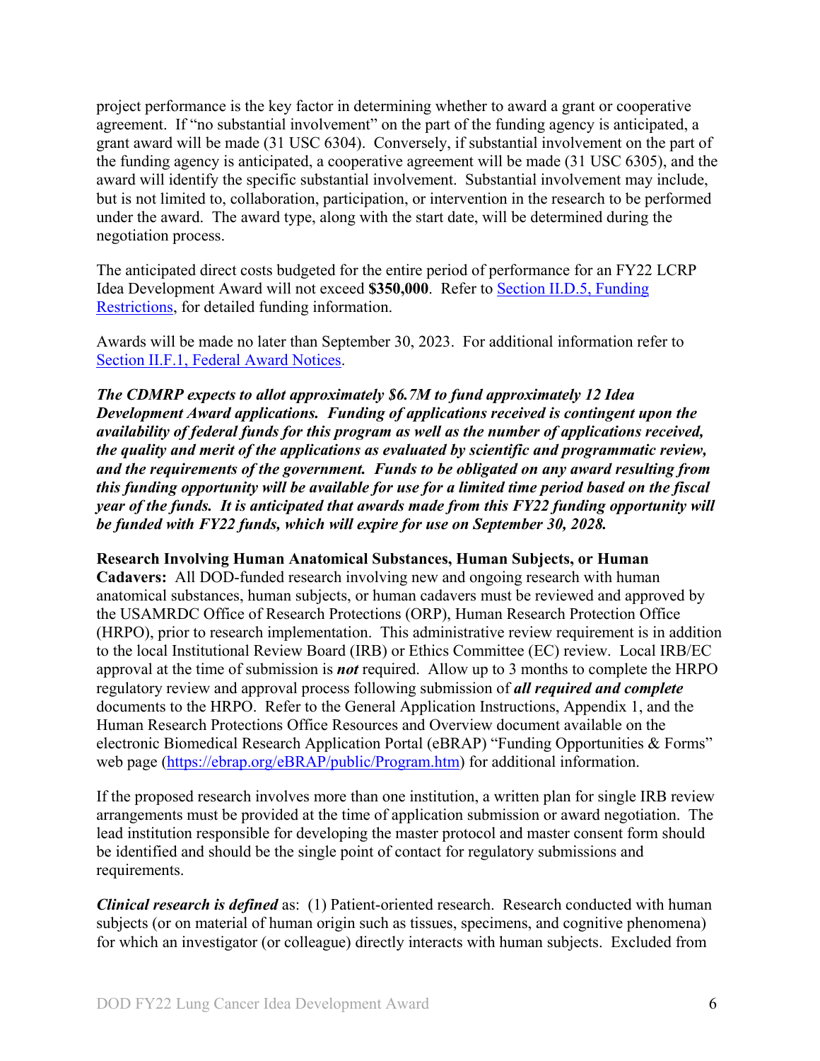project performance is the key factor in determining whether to award a grant or cooperative agreement. If "no substantial involvement" on the part of the funding agency is anticipated, a grant award will be made (31 USC 6304). Conversely, if substantial involvement on the part of the funding agency is anticipated, a cooperative agreement will be made (31 USC 6305), and the award will identify the specific substantial involvement. Substantial involvement may include, but is not limited to, collaboration, participation, or intervention in the research to be performed under the award. The award type, along with the start date, will be determined during the negotiation process.

The anticipated direct costs budgeted for the entire period of performance for an FY22 LCRP Idea Development Award will not exceed **$350,000**. Refer to Section II.D.5, Funding Restrictions, for detailed funding information.

Awards will be made no later than September 30, 2023. For additional information refer to Section II.F.1, Federal Award Notices.

***The CDMRP expects to allot approximately $6.7M to fund approximately 12 Idea Development Award applications. Funding of applications received is contingent upon the availability of federal funds for this program as well as the number of applications received, the quality and merit of the applications as evaluated by scientific and programmatic review, and the requirements of the government. Funds to be obligated on any award resulting from this funding opportunity will be available for use for a limited time period based on the fiscal year of the funds. It is anticipated that awards made from this FY22 funding opportunity will be funded with FY22 funds, which will expire for use on September 30, 2028.***

**Research Involving Human Anatomical Substances, Human Subjects, or Human Cadavers:** All DOD-funded research involving new and ongoing research with human anatomical substances, human subjects, or human cadavers must be reviewed and approved by the USAMRDC Office of Research Protections (ORP), Human Research Protection Office (HRPO), prior to research implementation. This administrative review requirement is in addition to the local Institutional Review Board (IRB) or Ethics Committee (EC) review. Local IRB/EC approval at the time of submission is ***not*** required. Allow up to 3 months to complete the HRPO regulatory review and approval process following submission of ***all required and complete*** documents to the HRPO. Refer to the General Application Instructions, Appendix 1, and the Human Research Protections Office Resources and Overview document available on the electronic Biomedical Research Application Portal (eBRAP) "Funding Opportunities & Forms" web page (https://ebrap.org/eBRAP/public/Program.htm) for additional information.

If the proposed research involves more than one institution, a written plan for single IRB review arrangements must be provided at the time of application submission or award negotiation. The lead institution responsible for developing the master protocol and master consent form should be identified and should be the single point of contact for regulatory submissions and requirements.

***Clinical research is defined*** as: (1) Patient-oriented research. Research conducted with human subjects (or on material of human origin such as tissues, specimens, and cognitive phenomena) for which an investigator (or colleague) directly interacts with human subjects. Excluded from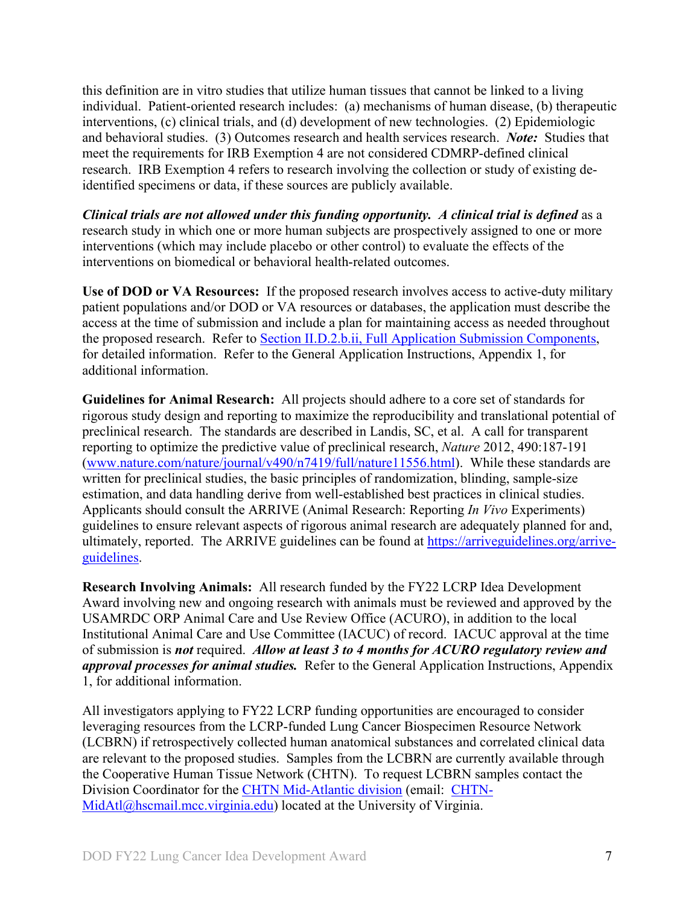this definition are in vitro studies that utilize human tissues that cannot be linked to a living individual. Patient-oriented research includes: (a) mechanisms of human disease, (b) therapeutic interventions, (c) clinical trials, and (d) development of new technologies. (2) Epidemiologic and behavioral studies. (3) Outcomes research and health services research. ***Note:*** Studies that meet the requirements for IRB Exemption 4 are not considered CDMRP-defined clinical research. IRB Exemption 4 refers to research involving the collection or study of existing de-identified specimens or data, if these sources are publicly available.

***Clinical trials are not allowed under this funding opportunity. A clinical trial is defined*** as a research study in which one or more human subjects are prospectively assigned to one or more interventions (which may include placebo or other control) to evaluate the effects of the interventions on biomedical or behavioral health-related outcomes.

**Use of DOD or VA Resources:** If the proposed research involves access to active-duty military patient populations and/or DOD or VA resources or databases, the application must describe the access at the time of submission and include a plan for maintaining access as needed throughout the proposed research. Refer to Section II.D.2.b.ii, Full Application Submission Components, for detailed information. Refer to the General Application Instructions, Appendix 1, for additional information.

**Guidelines for Animal Research:** All projects should adhere to a core set of standards for rigorous study design and reporting to maximize the reproducibility and translational potential of preclinical research. The standards are described in Landis, SC, et al. A call for transparent reporting to optimize the predictive value of preclinical research, *Nature* 2012, 490:187-191 (www.nature.com/nature/journal/v490/n7419/full/nature11556.html). While these standards are written for preclinical studies, the basic principles of randomization, blinding, sample-size estimation, and data handling derive from well-established best practices in clinical studies. Applicants should consult the ARRIVE (Animal Research: Reporting *In Vivo* Experiments) guidelines to ensure relevant aspects of rigorous animal research are adequately planned for and, ultimately, reported. The ARRIVE guidelines can be found at https://arriveguidelines.org/arrive-guidelines.

**Research Involving Animals:** All research funded by the FY22 LCRP Idea Development Award involving new and ongoing research with animals must be reviewed and approved by the USAMRDC ORP Animal Care and Use Review Office (ACURO), in addition to the local Institutional Animal Care and Use Committee (IACUC) of record. IACUC approval at the time of submission is ***not*** required. ***Allow at least 3 to 4 months for ACURO regulatory review and approval processes for animal studies.*** Refer to the General Application Instructions, Appendix 1, for additional information.

All investigators applying to FY22 LCRP funding opportunities are encouraged to consider leveraging resources from the LCRP-funded Lung Cancer Biospecimen Resource Network (LCBRN) if retrospectively collected human anatomical substances and correlated clinical data are relevant to the proposed studies. Samples from the LCBRN are currently available through the Cooperative Human Tissue Network (CHTN). To request LCBRN samples contact the Division Coordinator for the CHTN Mid-Atlantic division (email: CHTN-MidAtl@hscmail.mcc.virginia.edu) located at the University of Virginia.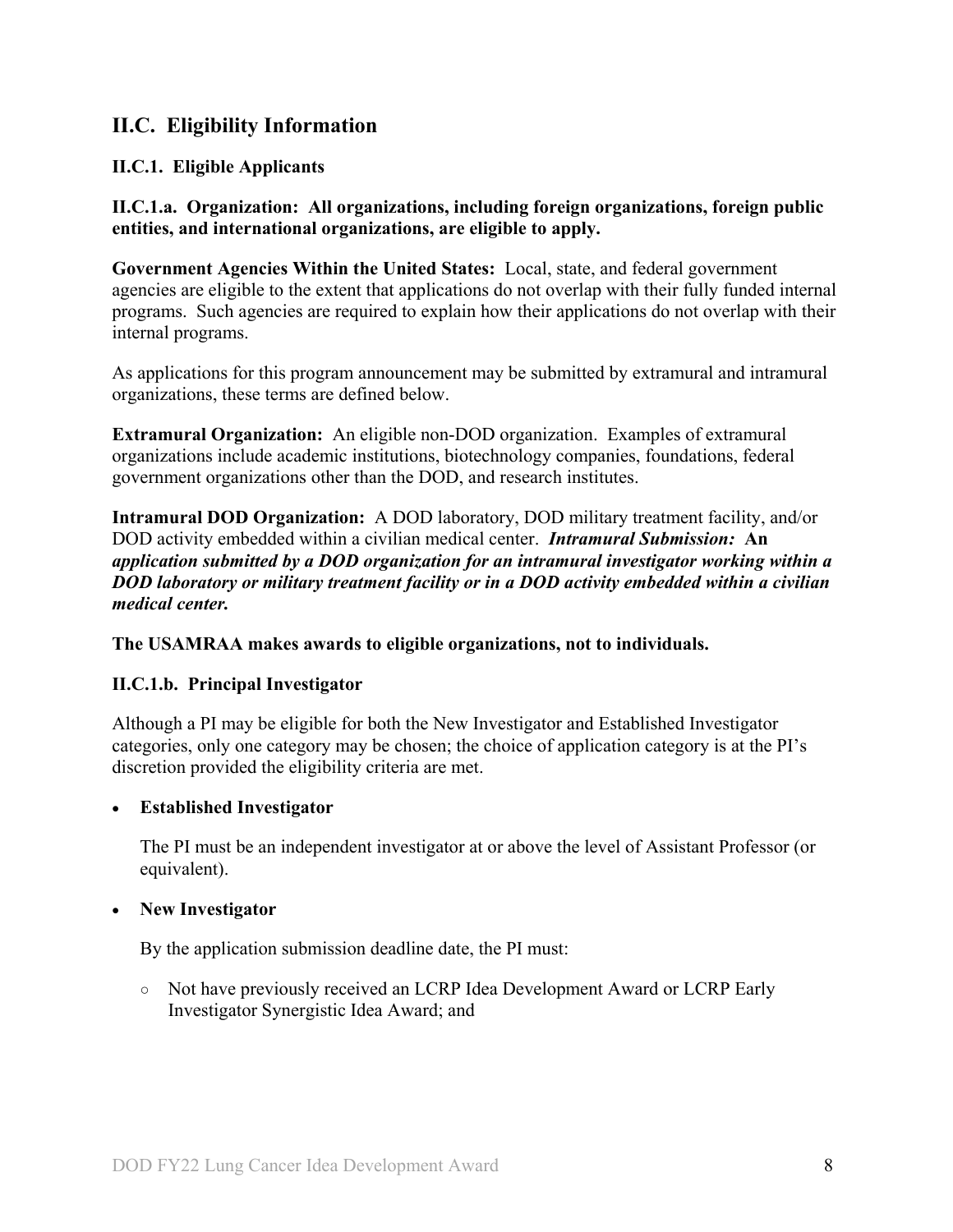## II.C. Eligibility Information

### II.C.1. Eligible Applicants

**II.C.1.a. Organization: All organizations, including foreign organizations, foreign public entities, and international organizations, are eligible to apply.**

**Government Agencies Within the United States:** Local, state, and federal government agencies are eligible to the extent that applications do not overlap with their fully funded internal programs. Such agencies are required to explain how their applications do not overlap with their internal programs.

As applications for this program announcement may be submitted by extramural and intramural organizations, these terms are defined below.

**Extramural Organization:** An eligible non-DOD organization. Examples of extramural organizations include academic institutions, biotechnology companies, foundations, federal government organizations other than the DOD, and research institutes.

**Intramural DOD Organization:** A DOD laboratory, DOD military treatment facility, and/or DOD activity embedded within a civilian medical center. ***Intramural Submission:* *An application submitted by a DOD organization for an intramural investigator working within a DOD laboratory or military treatment facility or in a DOD activity embedded within a civilian medical center.***

**The USAMRAA makes awards to eligible organizations, not to individuals.**

**II.C.1.b. Principal Investigator**

Although a PI may be eligible for both the New Investigator and Established Investigator categories, only one category may be chosen; the choice of application category is at the PI's discretion provided the eligibility criteria are met.

- **Established Investigator**

  The PI must be an independent investigator at or above the level of Assistant Professor (or equivalent).

- **New Investigator**

  By the application submission deadline date, the PI must:

  - Not have previously received an LCRP Idea Development Award or LCRP Early Investigator Synergistic Idea Award; and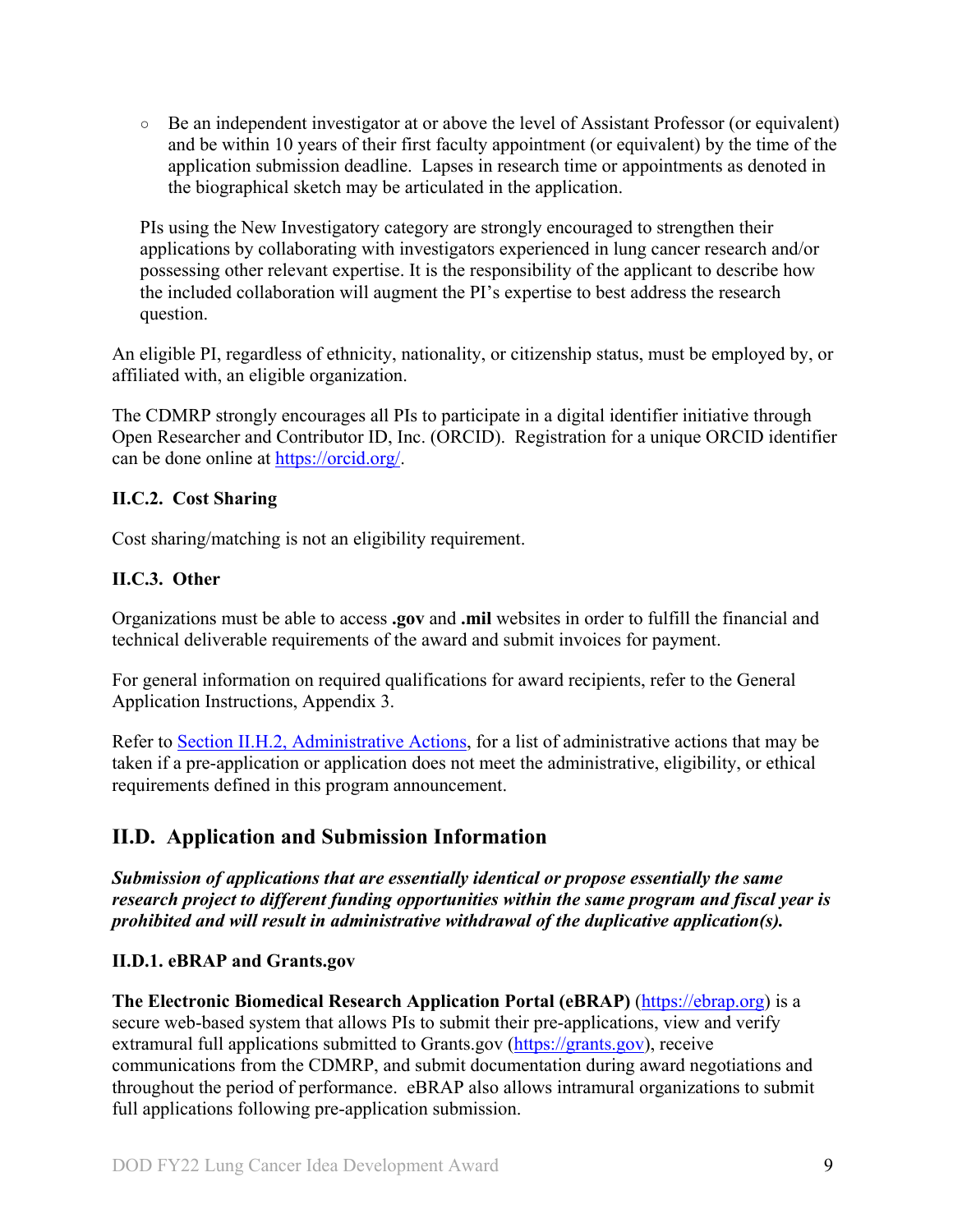- Be an independent investigator at or above the level of Assistant Professor (or equivalent) and be within 10 years of their first faculty appointment (or equivalent) by the time of the application submission deadline. Lapses in research time or appointments as denoted in the biographical sketch may be articulated in the application.

PIs using the New Investigatory category are strongly encouraged to strengthen their applications by collaborating with investigators experienced in lung cancer research and/or possessing other relevant expertise. It is the responsibility of the applicant to describe how the included collaboration will augment the PI's expertise to best address the research question.

An eligible PI, regardless of ethnicity, nationality, or citizenship status, must be employed by, or affiliated with, an eligible organization.

The CDMRP strongly encourages all PIs to participate in a digital identifier initiative through Open Researcher and Contributor ID, Inc. (ORCID). Registration for a unique ORCID identifier can be done online at [https://orcid.org/](https://orcid.org/).

### II.C.2. Cost Sharing

Cost sharing/matching is not an eligibility requirement.

### II.C.3. Other

Organizations must be able to access **.gov** and **.mil** websites in order to fulfill the financial and technical deliverable requirements of the award and submit invoices for payment.

For general information on required qualifications for award recipients, refer to the General Application Instructions, Appendix 3.

Refer to [Section II.H.2, Administrative Actions](#), for a list of administrative actions that may be taken if a pre-application or application does not meet the administrative, eligibility, or ethical requirements defined in this program announcement.

## II.D. Application and Submission Information

***Submission of applications that are essentially identical or propose essentially the same research project to different funding opportunities within the same program and fiscal year is prohibited and will result in administrative withdrawal of the duplicative application(s).***

### II.D.1. eBRAP and Grants.gov

**The Electronic Biomedical Research Application Portal (eBRAP)** ([https://ebrap.org](https://ebrap.org)) is a secure web-based system that allows PIs to submit their pre-applications, view and verify extramural full applications submitted to Grants.gov ([https://grants.gov](https://grants.gov)), receive communications from the CDMRP, and submit documentation during award negotiations and throughout the period of performance. eBRAP also allows intramural organizations to submit full applications following pre-application submission.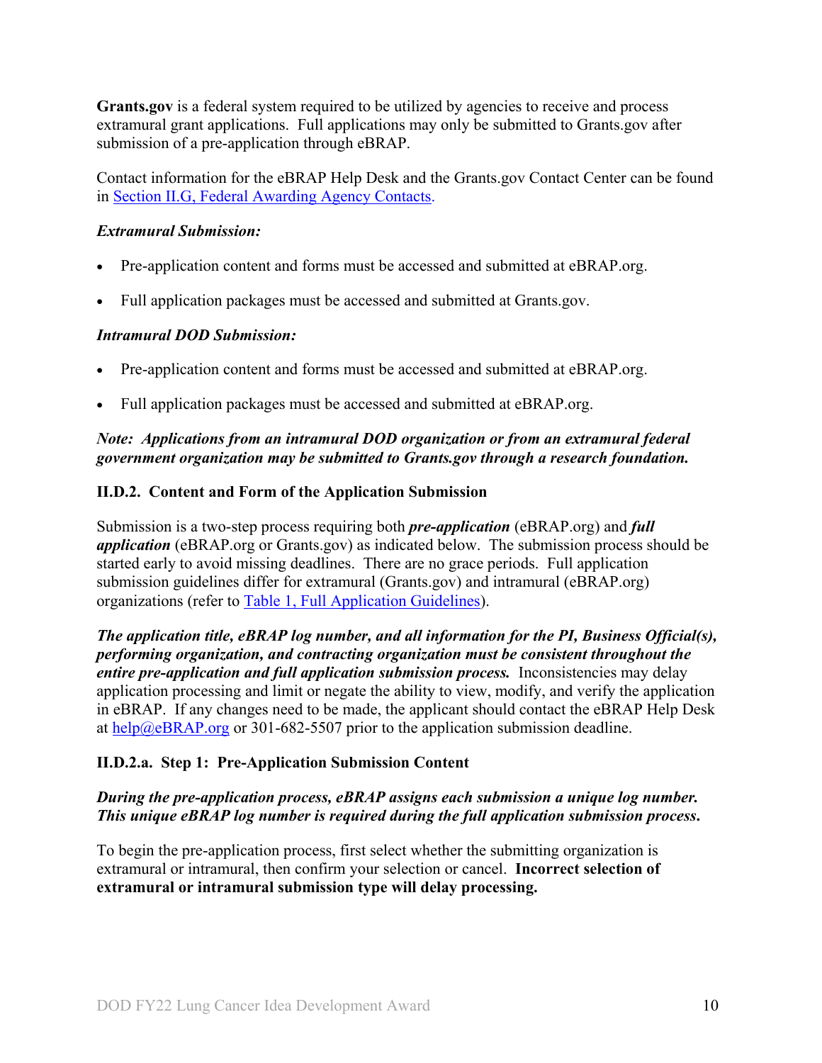**Grants.gov** is a federal system required to be utilized by agencies to receive and process extramural grant applications. Full applications may only be submitted to Grants.gov after submission of a pre-application through eBRAP.

Contact information for the eBRAP Help Desk and the Grants.gov Contact Center can be found in [Section II.G, Federal Awarding Agency Contacts](#).

***Extramural Submission:***

- Pre-application content and forms must be accessed and submitted at eBRAP.org.
- Full application packages must be accessed and submitted at Grants.gov.

***Intramural DOD Submission:***

- Pre-application content and forms must be accessed and submitted at eBRAP.org.
- Full application packages must be accessed and submitted at eBRAP.org.

***Note: Applications from an intramural DOD organization or from an extramural federal government organization may be submitted to Grants.gov through a research foundation.***

### II.D.2. Content and Form of the Application Submission

Submission is a two-step process requiring both ***pre-application*** (eBRAP.org) and ***full application*** (eBRAP.org or Grants.gov) as indicated below. The submission process should be started early to avoid missing deadlines. There are no grace periods. Full application submission guidelines differ for extramural (Grants.gov) and intramural (eBRAP.org) organizations (refer to [Table 1, Full Application Guidelines](#)).

***The application title, eBRAP log number, and all information for the PI, Business Official(s), performing organization, and contracting organization must be consistent throughout the entire pre-application and full application submission process.*** Inconsistencies may delay application processing and limit or negate the ability to view, modify, and verify the application in eBRAP. If any changes need to be made, the applicant should contact the eBRAP Help Desk at [help@eBRAP.org](mailto:help@eBRAP.org) or 301-682-5507 prior to the application submission deadline.

#### II.D.2.a. Step 1: Pre-Application Submission Content

***During the pre-application process, eBRAP assigns each submission a unique log number. This unique eBRAP log number is required during the full application submission process.***

To begin the pre-application process, first select whether the submitting organization is extramural or intramural, then confirm your selection or cancel. **Incorrect selection of extramural or intramural submission type will delay processing.**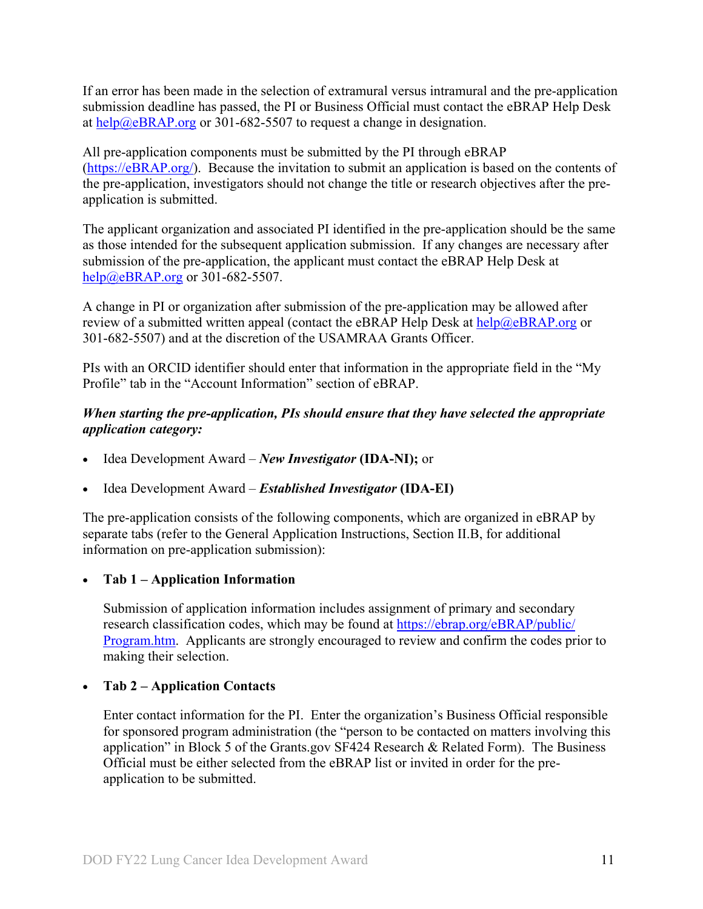If an error has been made in the selection of extramural versus intramural and the pre-application submission deadline has passed, the PI or Business Official must contact the eBRAP Help Desk at help@eBRAP.org or 301-682-5507 to request a change in designation.

All pre-application components must be submitted by the PI through eBRAP (https://eBRAP.org/). Because the invitation to submit an application is based on the contents of the pre-application, investigators should not change the title or research objectives after the pre-application is submitted.

The applicant organization and associated PI identified in the pre-application should be the same as those intended for the subsequent application submission. If any changes are necessary after submission of the pre-application, the applicant must contact the eBRAP Help Desk at help@eBRAP.org or 301-682-5507.

A change in PI or organization after submission of the pre-application may be allowed after review of a submitted written appeal (contact the eBRAP Help Desk at help@eBRAP.org or 301-682-5507) and at the discretion of the USAMRAA Grants Officer.

PIs with an ORCID identifier should enter that information in the appropriate field in the "My Profile" tab in the "Account Information" section of eBRAP.

***When starting the pre-application, PIs should ensure that they have selected the appropriate application category:***

- Idea Development Award – ***New Investigator*** **(IDA-NI);** or
- Idea Development Award – ***Established Investigator*** **(IDA-EI)**

The pre-application consists of the following components, which are organized in eBRAP by separate tabs (refer to the General Application Instructions, Section II.B, for additional information on pre-application submission):

- **Tab 1 – Application Information**

  Submission of application information includes assignment of primary and secondary research classification codes, which may be found at https://ebrap.org/eBRAP/public/Program.htm. Applicants are strongly encouraged to review and confirm the codes prior to making their selection.

- **Tab 2 – Application Contacts**

  Enter contact information for the PI. Enter the organization's Business Official responsible for sponsored program administration (the "person to be contacted on matters involving this application" in Block 5 of the Grants.gov SF424 Research & Related Form). The Business Official must be either selected from the eBRAP list or invited in order for the pre-application to be submitted.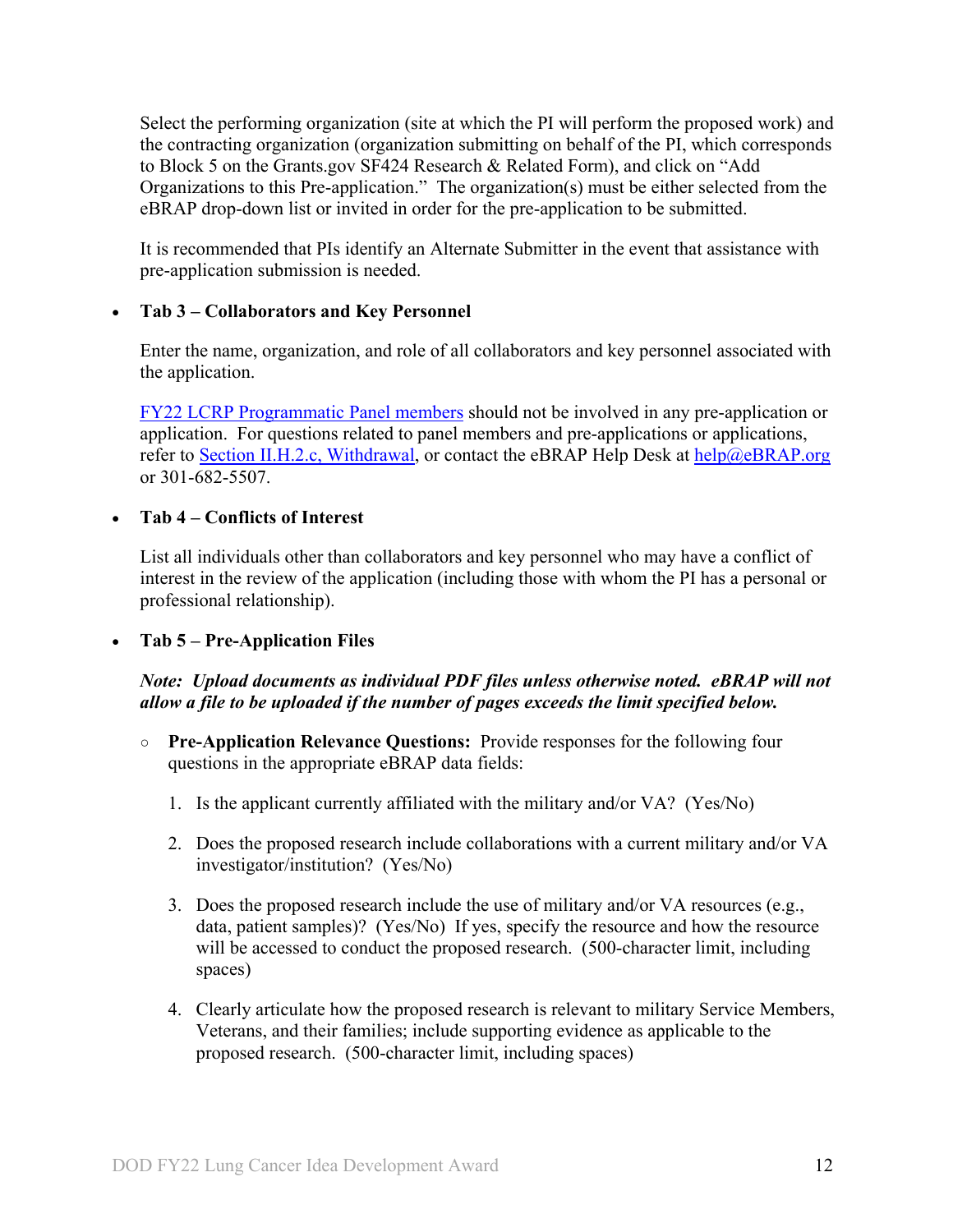Select the performing organization (site at which the PI will perform the proposed work) and the contracting organization (organization submitting on behalf of the PI, which corresponds to Block 5 on the Grants.gov SF424 Research & Related Form), and click on "Add Organizations to this Pre-application." The organization(s) must be either selected from the eBRAP drop-down list or invited in order for the pre-application to be submitted.

It is recommended that PIs identify an Alternate Submitter in the event that assistance with pre-application submission is needed.

- **Tab 3 – Collaborators and Key Personnel**

  Enter the name, organization, and role of all collaborators and key personnel associated with the application.

  FY22 LCRP Programmatic Panel members should not be involved in any pre-application or application. For questions related to panel members and pre-applications or applications, refer to Section II.H.2.c, Withdrawal, or contact the eBRAP Help Desk at help@eBRAP.org or 301-682-5507.

- **Tab 4 – Conflicts of Interest**

  List all individuals other than collaborators and key personnel who may have a conflict of interest in the review of the application (including those with whom the PI has a personal or professional relationship).

- **Tab 5 – Pre-Application Files**

  ***Note: Upload documents as individual PDF files unless otherwise noted. eBRAP will not allow a file to be uploaded if the number of pages exceeds the limit specified below.***

  - **Pre-Application Relevance Questions:** Provide responses for the following four questions in the appropriate eBRAP data fields:

    1. Is the applicant currently affiliated with the military and/or VA? (Yes/No)
    2. Does the proposed research include collaborations with a current military and/or VA investigator/institution? (Yes/No)
    3. Does the proposed research include the use of military and/or VA resources (e.g., data, patient samples)? (Yes/No) If yes, specify the resource and how the resource will be accessed to conduct the proposed research. (500-character limit, including spaces)
    4. Clearly articulate how the proposed research is relevant to military Service Members, Veterans, and their families; include supporting evidence as applicable to the proposed research. (500-character limit, including spaces)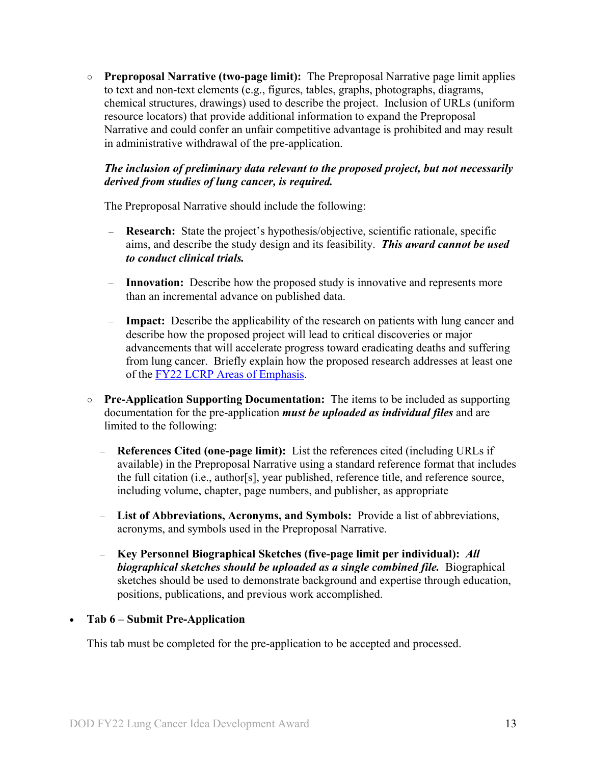- **Preproposal Narrative (two-page limit):** The Preproposal Narrative page limit applies to text and non-text elements (e.g., figures, tables, graphs, photographs, diagrams, chemical structures, drawings) used to describe the project. Inclusion of URLs (uniform resource locators) that provide additional information to expand the Preproposal Narrative and could confer an unfair competitive advantage is prohibited and may result in administrative withdrawal of the pre-application.

  ***The inclusion of preliminary data relevant to the proposed project, but not necessarily derived from studies of lung cancer, is required.***

  The Preproposal Narrative should include the following:

  - **Research:** State the project's hypothesis/objective, scientific rationale, specific aims, and describe the study design and its feasibility. ***This award cannot be used to conduct clinical trials.***

  - **Innovation:** Describe how the proposed study is innovative and represents more than an incremental advance on published data.

  - **Impact:** Describe the applicability of the research on patients with lung cancer and describe how the proposed project will lead to critical discoveries or major advancements that will accelerate progress toward eradicating deaths and suffering from lung cancer. Briefly explain how the proposed research addresses at least one of the FY22 LCRP Areas of Emphasis.

- **Pre-Application Supporting Documentation:** The items to be included as supporting documentation for the pre-application ***must be uploaded as individual files*** and are limited to the following:

  - **References Cited (one-page limit):** List the references cited (including URLs if available) in the Preproposal Narrative using a standard reference format that includes the full citation (i.e., author[s], year published, reference title, and reference source, including volume, chapter, page numbers, and publisher, as appropriate

  - **List of Abbreviations, Acronyms, and Symbols:** Provide a list of abbreviations, acronyms, and symbols used in the Preproposal Narrative.

  - **Key Personnel Biographical Sketches (five-page limit per individual):** ***All biographical sketches should be uploaded as a single combined file.*** Biographical sketches should be used to demonstrate background and expertise through education, positions, publications, and previous work accomplished.

- **Tab 6 – Submit Pre-Application**

  This tab must be completed for the pre-application to be accepted and processed.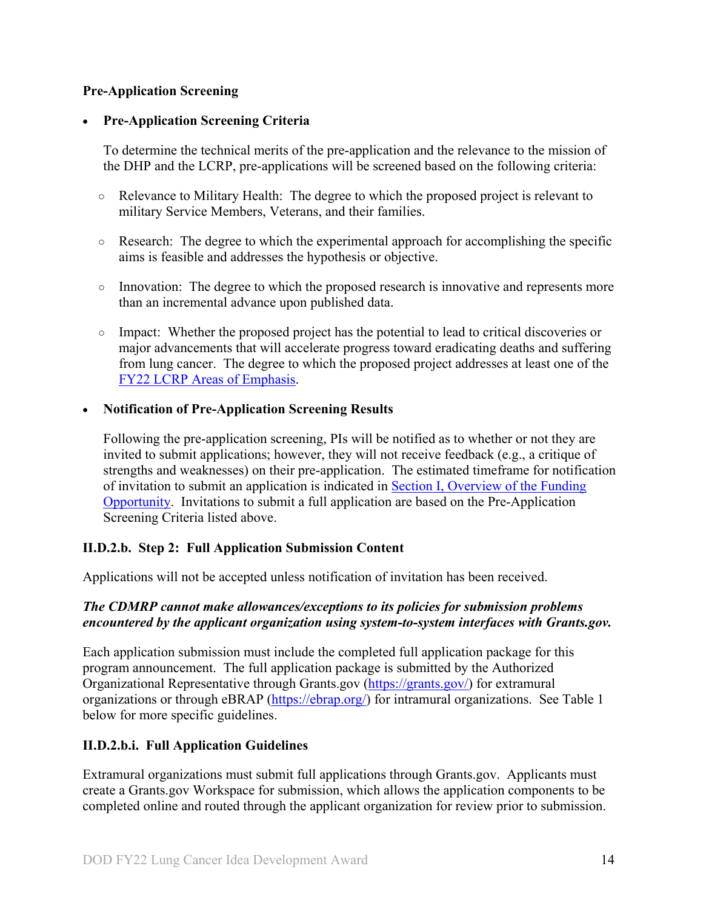**Pre-Application Screening**

- **Pre-Application Screening Criteria**

  To determine the technical merits of the pre-application and the relevance to the mission of the DHP and the LCRP, pre-applications will be screened based on the following criteria:

  - Relevance to Military Health: The degree to which the proposed project is relevant to military Service Members, Veterans, and their families.
  - Research: The degree to which the experimental approach for accomplishing the specific aims is feasible and addresses the hypothesis or objective.
  - Innovation: The degree to which the proposed research is innovative and represents more than an incremental advance upon published data.
  - Impact: Whether the proposed project has the potential to lead to critical discoveries or major advancements that will accelerate progress toward eradicating deaths and suffering from lung cancer. The degree to which the proposed project addresses at least one of the FY22 LCRP Areas of Emphasis.

- **Notification of Pre-Application Screening Results**

  Following the pre-application screening, PIs will be notified as to whether or not they are invited to submit applications; however, they will not receive feedback (e.g., a critique of strengths and weaknesses) on their pre-application. The estimated timeframe for notification of invitation to submit an application is indicated in Section I, Overview of the Funding Opportunity. Invitations to submit a full application are based on the Pre-Application Screening Criteria listed above.

### II.D.2.b. Step 2: Full Application Submission Content

Applications will not be accepted unless notification of invitation has been received.

***The CDMRP cannot make allowances/exceptions to its policies for submission problems encountered by the applicant organization using system-to-system interfaces with Grants.gov.***

Each application submission must include the completed full application package for this program announcement. The full application package is submitted by the Authorized Organizational Representative through Grants.gov (https://grants.gov/) for extramural organizations or through eBRAP (https://ebrap.org/) for intramural organizations. See Table 1 below for more specific guidelines.

### II.D.2.b.i. Full Application Guidelines

Extramural organizations must submit full applications through Grants.gov. Applicants must create a Grants.gov Workspace for submission, which allows the application components to be completed online and routed through the applicant organization for review prior to submission.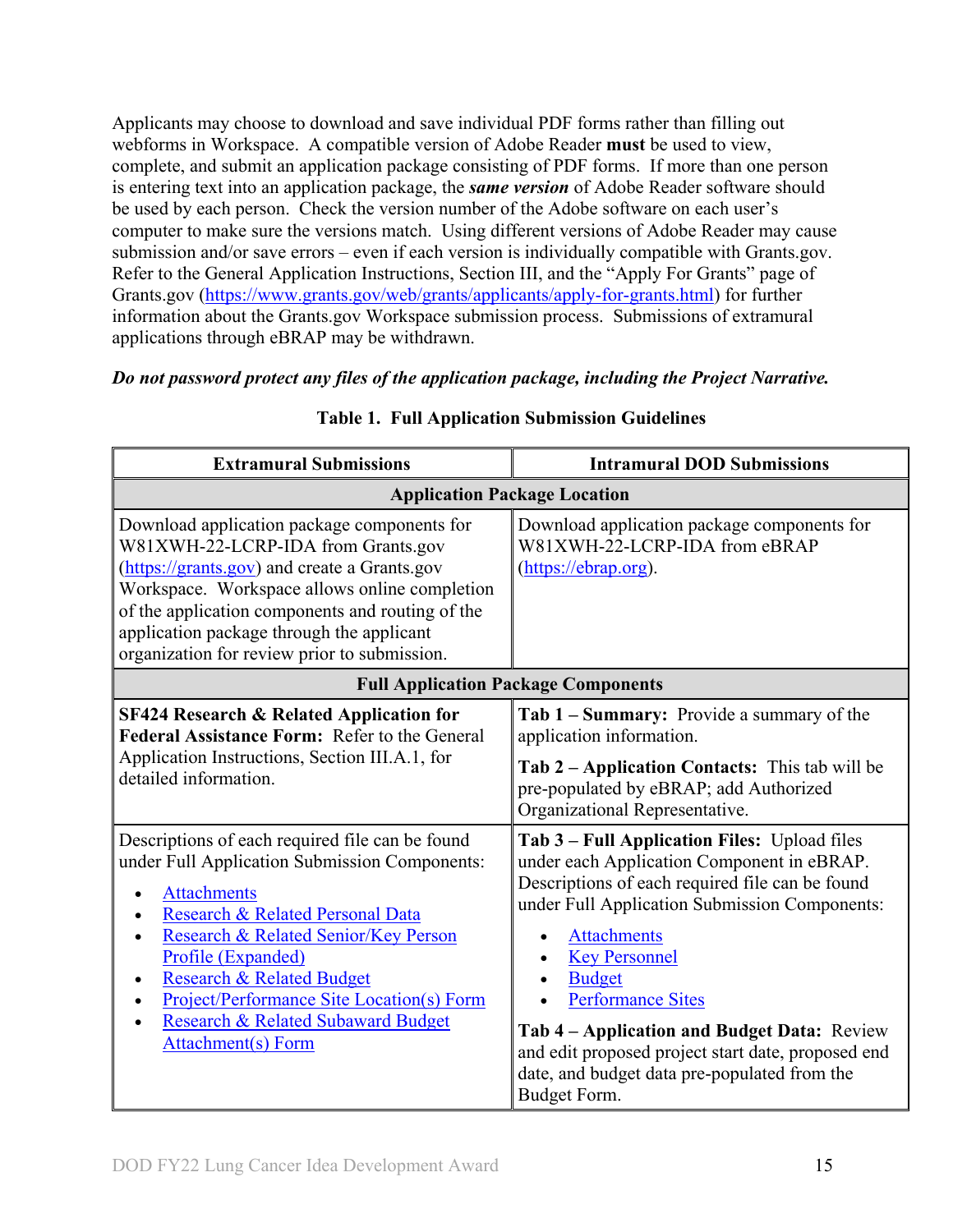Applicants may choose to download and save individual PDF forms rather than filling out webforms in Workspace. A compatible version of Adobe Reader **must** be used to view, complete, and submit an application package consisting of PDF forms. If more than one person is entering text into an application package, the ***same version*** of Adobe Reader software should be used by each person. Check the version number of the Adobe software on each user's computer to make sure the versions match. Using different versions of Adobe Reader may cause submission and/or save errors – even if each version is individually compatible with Grants.gov. Refer to the General Application Instructions, Section III, and the "Apply For Grants" page of Grants.gov (https://www.grants.gov/web/grants/applicants/apply-for-grants.html) for further information about the Grants.gov Workspace submission process. Submissions of extramural applications through eBRAP may be withdrawn.

***Do not password protect any files of the application package, including the Project Narrative.***

**Table 1. Full Application Submission Guidelines**

| Extramural Submissions | Intramural DOD Submissions |
|---|---|
| **Application Package Location** | |
| Download application package components for W81XWH-22-LCRP-IDA from Grants.gov (https://grants.gov) and create a Grants.gov Workspace. Workspace allows online completion of the application components and routing of the application package through the applicant organization for review prior to submission. | Download application package components for W81XWH-22-LCRP-IDA from eBRAP (https://ebrap.org). |
| **Full Application Package Components** | |
| **SF424 Research & Related Application for Federal Assistance Form:** Refer to the General Application Instructions, Section III.A.1, for detailed information. | **Tab 1 – Summary:** Provide a summary of the application information.<br><br>**Tab 2 – Application Contacts:** This tab will be pre-populated by eBRAP; add Authorized Organizational Representative. |
| Descriptions of each required file can be found under Full Application Submission Components:<br>• Attachments<br>• Research & Related Personal Data<br>• Research & Related Senior/Key Person Profile (Expanded)<br>• Research & Related Budget<br>• Project/Performance Site Location(s) Form<br>• Research & Related Subaward Budget Attachment(s) Form | **Tab 3 – Full Application Files:** Upload files under each Application Component in eBRAP. Descriptions of each required file can be found under Full Application Submission Components:<br>• Attachments<br>• Key Personnel<br>• Budget<br>• Performance Sites<br><br>**Tab 4 – Application and Budget Data:** Review and edit proposed project start date, proposed end date, and budget data pre-populated from the Budget Form. |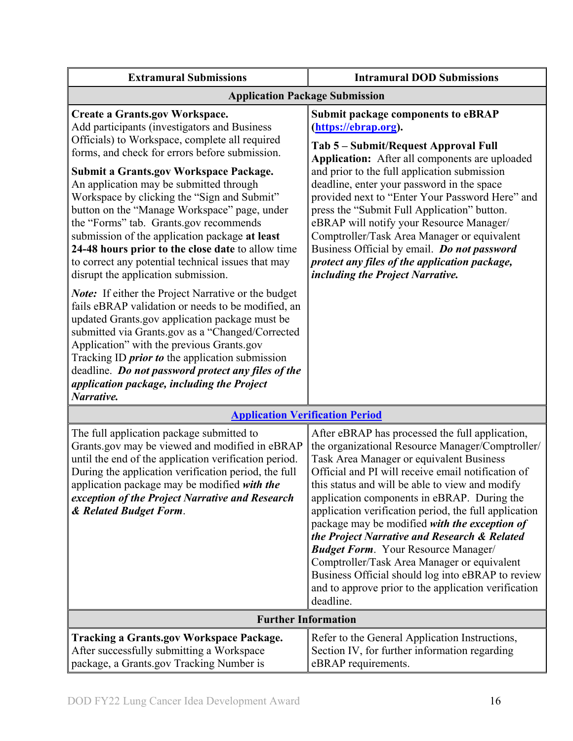| Extramural Submissions | Intramural DOD Submissions |
|---|---|
| **Application Package Submission** | |
| **Create a Grants.gov Workspace.** Add participants (investigators and Business Officials) to Workspace, complete all required forms, and check for errors before submission.<br><br>**Submit a Grants.gov Workspace Package.** An application may be submitted through Workspace by clicking the "Sign and Submit" button on the "Manage Workspace" page, under the "Forms" tab. Grants.gov recommends submission of the application package **at least 24-48 hours prior to the close date** to allow time to correct any potential technical issues that may disrupt the application submission.<br><br>***Note:*** If either the Project Narrative or the budget fails eBRAP validation or needs to be modified, an updated Grants.gov application package must be submitted via Grants.gov as a "Changed/Corrected Application" with the previous Grants.gov Tracking ID ***prior to*** the application submission deadline. ***Do not password protect any files of the application package, including the Project Narrative.*** | **Submit package components to eBRAP ([https://ebrap.org](https://ebrap.org)).**<br><br>**Tab 5 – Submit/Request Approval Full Application:** After all components are uploaded and prior to the full application submission deadline, enter your password in the space provided next to "Enter Your Password Here" and press the "Submit Full Application" button. eBRAP will notify your Resource Manager/ Comptroller/Task Area Manager or equivalent Business Official by email. ***Do not password protect any files of the application package, including the Project Narrative.*** |
| **Application Verification Period** | |
| The full application package submitted to Grants.gov may be viewed and modified in eBRAP until the end of the application verification period. During the application verification period, the full application package may be modified ***with the exception of the Project Narrative and Research & Related Budget Form***. | After eBRAP has processed the full application, the organizational Resource Manager/Comptroller/ Task Area Manager or equivalent Business Official and PI will receive email notification of this status and will be able to view and modify application components in eBRAP. During the application verification period, the full application package may be modified ***with the exception of the Project Narrative and Research & Related Budget Form***. Your Resource Manager/ Comptroller/Task Area Manager or equivalent Business Official should log into eBRAP to review and to approve prior to the application verification deadline. |
| **Further Information** | |
| **Tracking a Grants.gov Workspace Package.** After successfully submitting a Workspace package, a Grants.gov Tracking Number is | Refer to the General Application Instructions, Section IV, for further information regarding eBRAP requirements. |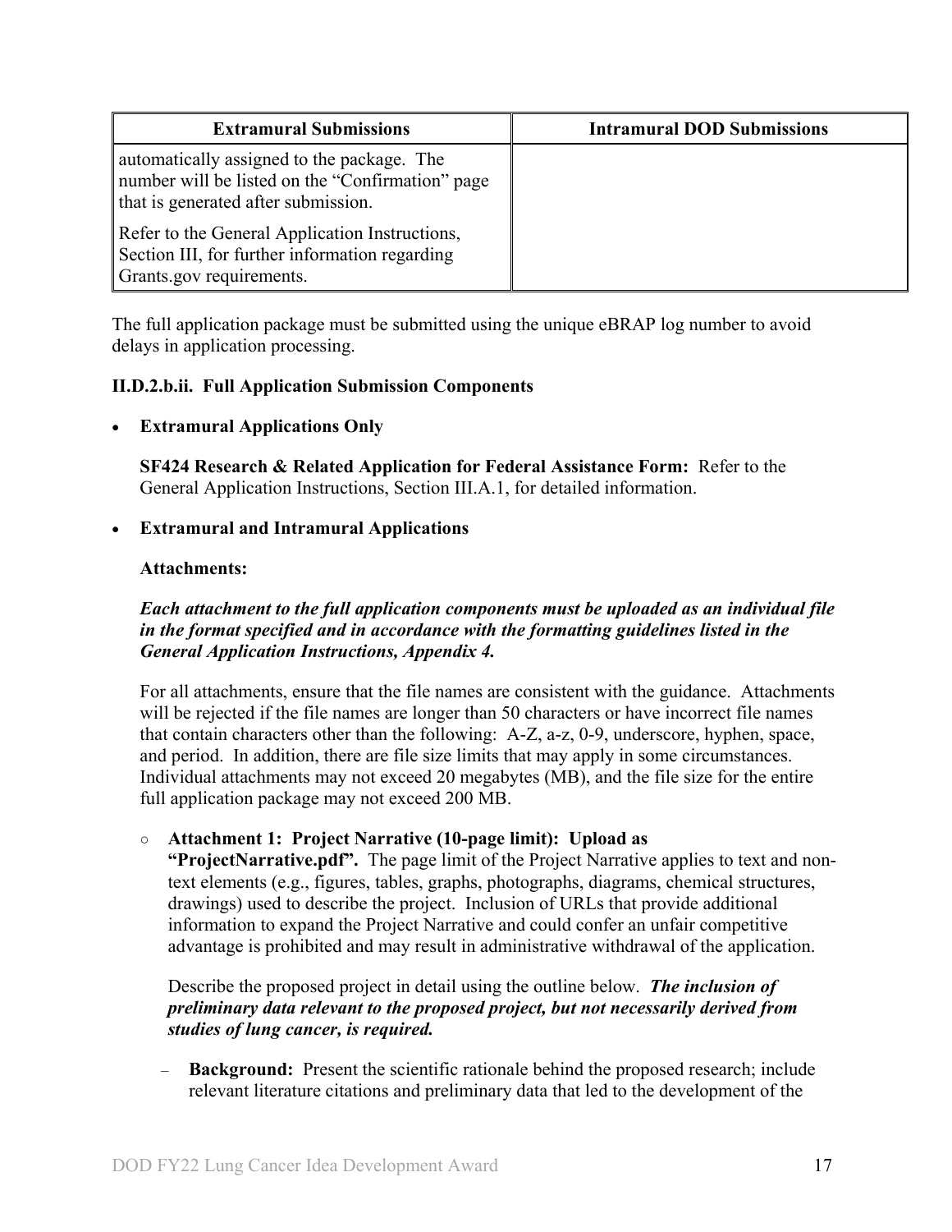| Extramural Submissions | Intramural DOD Submissions |
|---|---|
| automatically assigned to the package. The number will be listed on the "Confirmation" page that is generated after submission.<br><br>Refer to the General Application Instructions, Section III, for further information regarding Grants.gov requirements. | |

The full application package must be submitted using the unique eBRAP log number to avoid delays in application processing.

**II.D.2.b.ii. Full Application Submission Components**

- **Extramural Applications Only**

  **SF424 Research & Related Application for Federal Assistance Form:** Refer to the General Application Instructions, Section III.A.1, for detailed information.

- **Extramural and Intramural Applications**

  **Attachments:**

  ***Each attachment to the full application components must be uploaded as an individual file in the format specified and in accordance with the formatting guidelines listed in the General Application Instructions, Appendix 4.***

  For all attachments, ensure that the file names are consistent with the guidance. Attachments will be rejected if the file names are longer than 50 characters or have incorrect file names that contain characters other than the following: A-Z, a-z, 0-9, underscore, hyphen, space, and period. In addition, there are file size limits that may apply in some circumstances. Individual attachments may not exceed 20 megabytes (MB), and the file size for the entire full application package may not exceed 200 MB.

  - **Attachment 1: Project Narrative (10-page limit): Upload as "ProjectNarrative.pdf".** The page limit of the Project Narrative applies to text and non-text elements (e.g., figures, tables, graphs, photographs, diagrams, chemical structures, drawings) used to describe the project. Inclusion of URLs that provide additional information to expand the Project Narrative and could confer an unfair competitive advantage is prohibited and may result in administrative withdrawal of the application.

    Describe the proposed project in detail using the outline below. ***The inclusion of preliminary data relevant to the proposed project, but not necessarily derived from studies of lung cancer, is required.***

    - **Background:** Present the scientific rationale behind the proposed research; include relevant literature citations and preliminary data that led to the development of the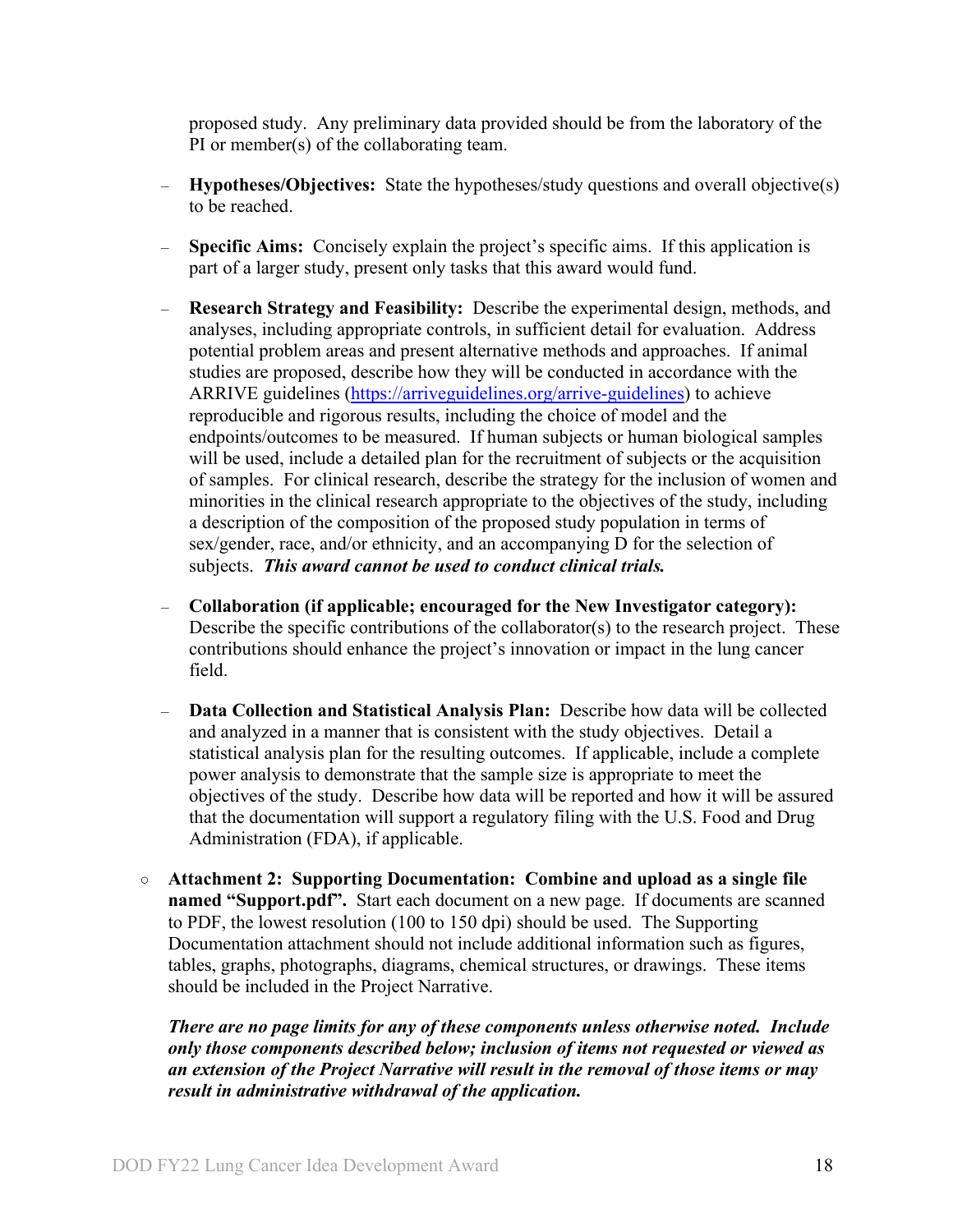proposed study. Any preliminary data provided should be from the laboratory of the PI or member(s) of the collaborating team.

- **Hypotheses/Objectives:** State the hypotheses/study questions and overall objective(s) to be reached.
- **Specific Aims:** Concisely explain the project's specific aims. If this application is part of a larger study, present only tasks that this award would fund.
- **Research Strategy and Feasibility:** Describe the experimental design, methods, and analyses, including appropriate controls, in sufficient detail for evaluation. Address potential problem areas and present alternative methods and approaches. If animal studies are proposed, describe how they will be conducted in accordance with the ARRIVE guidelines ([https://arriveguidelines.org/arrive-guidelines](https://arriveguidelines.org/arrive-guidelines)) to achieve reproducible and rigorous results, including the choice of model and the endpoints/outcomes to be measured. If human subjects or human biological samples will be used, include a detailed plan for the recruitment of subjects or the acquisition of samples. For clinical research, describe the strategy for the inclusion of women and minorities in the clinical research appropriate to the objectives of the study, including a description of the composition of the proposed study population in terms of sex/gender, race, and/or ethnicity, and an accompanying D for the selection of subjects. ***This award cannot be used to conduct clinical trials.***
- **Collaboration (if applicable; encouraged for the New Investigator category):** Describe the specific contributions of the collaborator(s) to the research project. These contributions should enhance the project's innovation or impact in the lung cancer field.
- **Data Collection and Statistical Analysis Plan:** Describe how data will be collected and analyzed in a manner that is consistent with the study objectives. Detail a statistical analysis plan for the resulting outcomes. If applicable, include a complete power analysis to demonstrate that the sample size is appropriate to meet the objectives of the study. Describe how data will be reported and how it will be assured that the documentation will support a regulatory filing with the U.S. Food and Drug Administration (FDA), if applicable.

○ **Attachment 2: Supporting Documentation: Combine and upload as a single file named "Support.pdf".** Start each document on a new page. If documents are scanned to PDF, the lowest resolution (100 to 150 dpi) should be used. The Supporting Documentation attachment should not include additional information such as figures, tables, graphs, photographs, diagrams, chemical structures, or drawings. These items should be included in the Project Narrative.

***There are no page limits for any of these components unless otherwise noted. Include only those components described below; inclusion of items not requested or viewed as an extension of the Project Narrative will result in the removal of those items or may result in administrative withdrawal of the application.***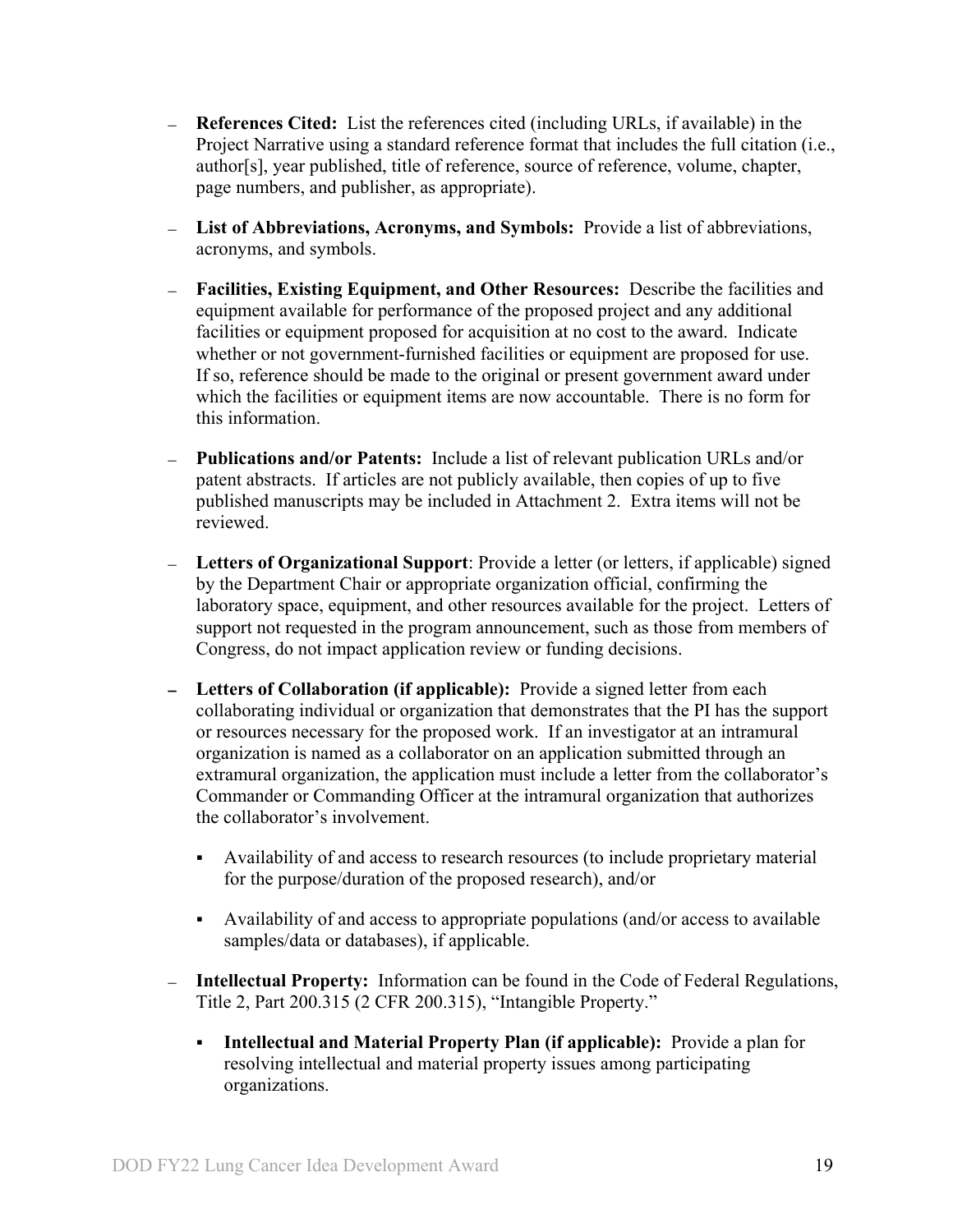- **References Cited:** List the references cited (including URLs, if available) in the Project Narrative using a standard reference format that includes the full citation (i.e., author[s], year published, title of reference, source of reference, volume, chapter, page numbers, and publisher, as appropriate).
- **List of Abbreviations, Acronyms, and Symbols:** Provide a list of abbreviations, acronyms, and symbols.
- **Facilities, Existing Equipment, and Other Resources:** Describe the facilities and equipment available for performance of the proposed project and any additional facilities or equipment proposed for acquisition at no cost to the award. Indicate whether or not government-furnished facilities or equipment are proposed for use. If so, reference should be made to the original or present government award under which the facilities or equipment items are now accountable. There is no form for this information.
- **Publications and/or Patents:** Include a list of relevant publication URLs and/or patent abstracts. If articles are not publicly available, then copies of up to five published manuscripts may be included in Attachment 2. Extra items will not be reviewed.
- **Letters of Organizational Support**: Provide a letter (or letters, if applicable) signed by the Department Chair or appropriate organization official, confirming the laboratory space, equipment, and other resources available for the project. Letters of support not requested in the program announcement, such as those from members of Congress, do not impact application review or funding decisions.
- **Letters of Collaboration (if applicable):** Provide a signed letter from each collaborating individual or organization that demonstrates that the PI has the support or resources necessary for the proposed work. If an investigator at an intramural organization is named as a collaborator on an application submitted through an extramural organization, the application must include a letter from the collaborator's Commander or Commanding Officer at the intramural organization that authorizes the collaborator's involvement.
  - Availability of and access to research resources (to include proprietary material for the purpose/duration of the proposed research), and/or
  - Availability of and access to appropriate populations (and/or access to available samples/data or databases), if applicable.
- **Intellectual Property:** Information can be found in the Code of Federal Regulations, Title 2, Part 200.315 (2 CFR 200.315), "Intangible Property."
  - **Intellectual and Material Property Plan (if applicable):** Provide a plan for resolving intellectual and material property issues among participating organizations.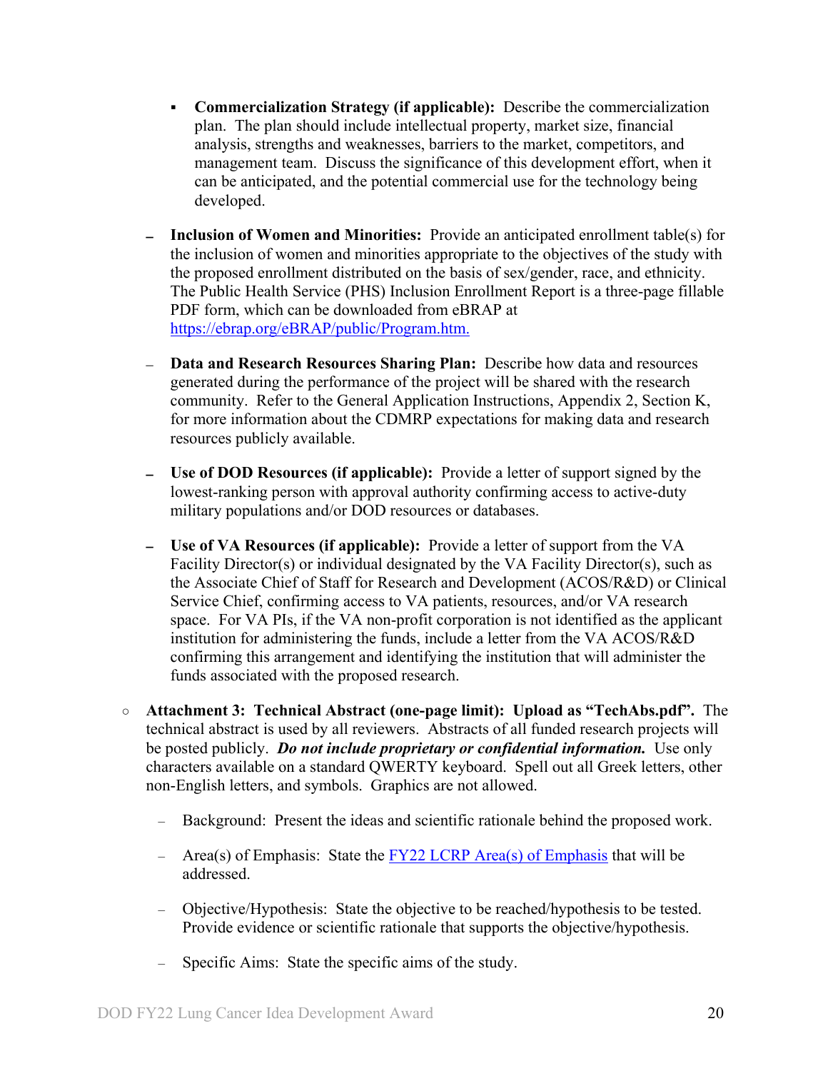- **Commercialization Strategy (if applicable):** Describe the commercialization plan. The plan should include intellectual property, market size, financial analysis, strengths and weaknesses, barriers to the market, competitors, and management team. Discuss the significance of this development effort, when it can be anticipated, and the potential commercial use for the technology being developed.

  - **Inclusion of Women and Minorities:** Provide an anticipated enrollment table(s) for the inclusion of women and minorities appropriate to the objectives of the study with the proposed enrollment distributed on the basis of sex/gender, race, and ethnicity. The Public Health Service (PHS) Inclusion Enrollment Report is a three-page fillable PDF form, which can be downloaded from eBRAP at [https://ebrap.org/eBRAP/public/Program.htm.](https://ebrap.org/eBRAP/public/Program.htm)

  - **Data and Research Resources Sharing Plan:** Describe how data and resources generated during the performance of the project will be shared with the research community. Refer to the General Application Instructions, Appendix 2, Section K, for more information about the CDMRP expectations for making data and research resources publicly available.

  - **Use of DOD Resources (if applicable):** Provide a letter of support signed by the lowest-ranking person with approval authority confirming access to active-duty military populations and/or DOD resources or databases.

  - **Use of VA Resources (if applicable):** Provide a letter of support from the VA Facility Director(s) or individual designated by the VA Facility Director(s), such as the Associate Chief of Staff for Research and Development (ACOS/R&D) or Clinical Service Chief, confirming access to VA patients, resources, and/or VA research space. For VA PIs, if the VA non-profit corporation is not identified as the applicant institution for administering the funds, include a letter from the VA ACOS/R&D confirming this arrangement and identifying the institution that will administer the funds associated with the proposed research.

- **Attachment 3: Technical Abstract (one-page limit): Upload as "TechAbs.pdf".** The technical abstract is used by all reviewers. Abstracts of all funded research projects will be posted publicly. ***Do not include proprietary or confidential information.*** Use only characters available on a standard QWERTY keyboard. Spell out all Greek letters, other non-English letters, and symbols. Graphics are not allowed.

  - Background: Present the ideas and scientific rationale behind the proposed work.

  - Area(s) of Emphasis: State the FY22 LCRP Area(s) of Emphasis that will be addressed.

  - Objective/Hypothesis: State the objective to be reached/hypothesis to be tested. Provide evidence or scientific rationale that supports the objective/hypothesis.

  - Specific Aims: State the specific aims of the study.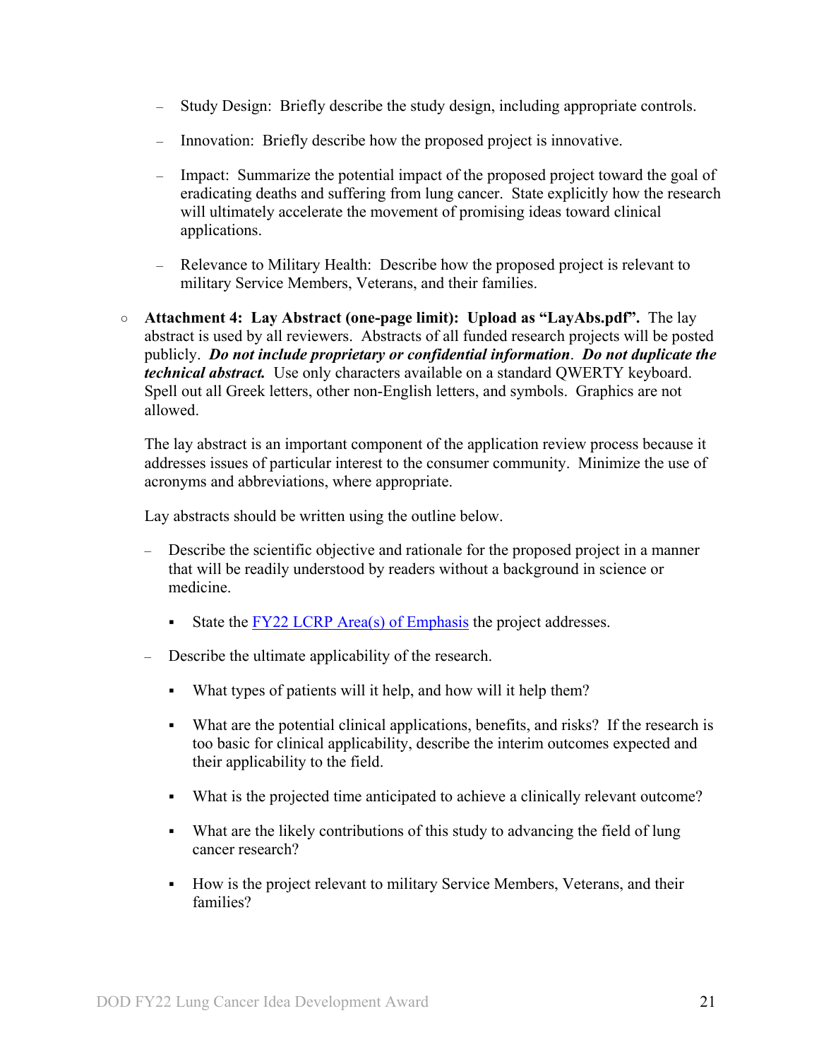- Study Design: Briefly describe the study design, including appropriate controls.
- Innovation: Briefly describe how the proposed project is innovative.
- Impact: Summarize the potential impact of the proposed project toward the goal of eradicating deaths and suffering from lung cancer. State explicitly how the research will ultimately accelerate the movement of promising ideas toward clinical applications.
- Relevance to Military Health: Describe how the proposed project is relevant to military Service Members, Veterans, and their families.

○ **Attachment 4: Lay Abstract (one-page limit): Upload as "LayAbs.pdf".** The lay abstract is used by all reviewers. Abstracts of all funded research projects will be posted publicly. ***Do not include proprietary or confidential information***. ***Do not duplicate the technical abstract.*** Use only characters available on a standard QWERTY keyboard. Spell out all Greek letters, other non-English letters, and symbols. Graphics are not allowed.

The lay abstract is an important component of the application review process because it addresses issues of particular interest to the consumer community. Minimize the use of acronyms and abbreviations, where appropriate.

Lay abstracts should be written using the outline below.

- Describe the scientific objective and rationale for the proposed project in a manner that will be readily understood by readers without a background in science or medicine.
  - State the FY22 LCRP Area(s) of Emphasis the project addresses.
- Describe the ultimate applicability of the research.
  - What types of patients will it help, and how will it help them?
  - What are the potential clinical applications, benefits, and risks? If the research is too basic for clinical applicability, describe the interim outcomes expected and their applicability to the field.
  - What is the projected time anticipated to achieve a clinically relevant outcome?
  - What are the likely contributions of this study to advancing the field of lung cancer research?
  - How is the project relevant to military Service Members, Veterans, and their families?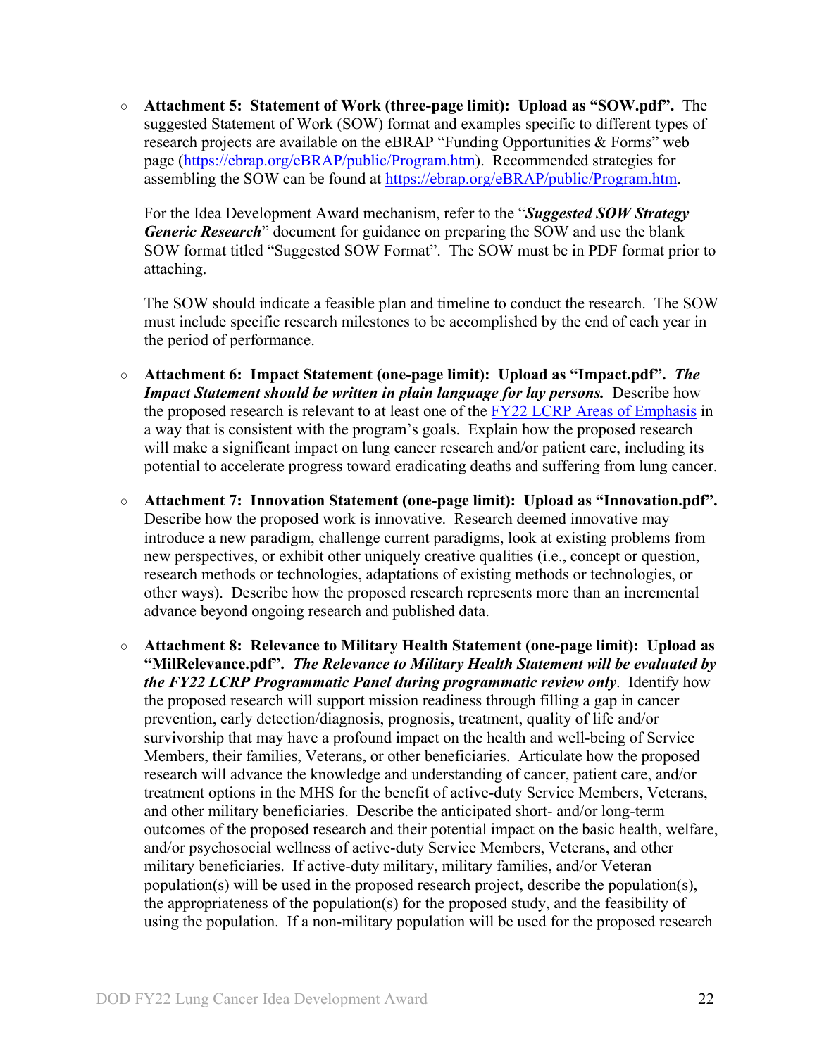- **Attachment 5: Statement of Work (three-page limit): Upload as "SOW.pdf".** The suggested Statement of Work (SOW) format and examples specific to different types of research projects are available on the eBRAP "Funding Opportunities & Forms" web page ([https://ebrap.org/eBRAP/public/Program.htm](https://ebrap.org/eBRAP/public/Program.htm)). Recommended strategies for assembling the SOW can be found at [https://ebrap.org/eBRAP/public/Program.htm](https://ebrap.org/eBRAP/public/Program.htm).

  For the Idea Development Award mechanism, refer to the "***Suggested SOW Strategy Generic Research***" document for guidance on preparing the SOW and use the blank SOW format titled "Suggested SOW Format". The SOW must be in PDF format prior to attaching.

  The SOW should indicate a feasible plan and timeline to conduct the research. The SOW must include specific research milestones to be accomplished by the end of each year in the period of performance.

- **Attachment 6: Impact Statement (one-page limit): Upload as "Impact.pdf".** ***The Impact Statement should be written in plain language for lay persons.*** Describe how the proposed research is relevant to at least one of the FY22 LCRP Areas of Emphasis in a way that is consistent with the program's goals. Explain how the proposed research will make a significant impact on lung cancer research and/or patient care, including its potential to accelerate progress toward eradicating deaths and suffering from lung cancer.

- **Attachment 7: Innovation Statement (one-page limit): Upload as "Innovation.pdf".** Describe how the proposed work is innovative. Research deemed innovative may introduce a new paradigm, challenge current paradigms, look at existing problems from new perspectives, or exhibit other uniquely creative qualities (i.e., concept or question, research methods or technologies, adaptations of existing methods or technologies, or other ways). Describe how the proposed research represents more than an incremental advance beyond ongoing research and published data.

- **Attachment 8: Relevance to Military Health Statement (one-page limit): Upload as "MilRelevance.pdf".** ***The Relevance to Military Health Statement will be evaluated by the FY22 LCRP Programmatic Panel during programmatic review only***. Identify how the proposed research will support mission readiness through filling a gap in cancer prevention, early detection/diagnosis, prognosis, treatment, quality of life and/or survivorship that may have a profound impact on the health and well-being of Service Members, their families, Veterans, or other beneficiaries. Articulate how the proposed research will advance the knowledge and understanding of cancer, patient care, and/or treatment options in the MHS for the benefit of active-duty Service Members, Veterans, and other military beneficiaries. Describe the anticipated short- and/or long-term outcomes of the proposed research and their potential impact on the basic health, welfare, and/or psychosocial wellness of active-duty Service Members, Veterans, and other military beneficiaries. If active-duty military, military families, and/or Veteran population(s) will be used in the proposed research project, describe the population(s), the appropriateness of the population(s) for the proposed study, and the feasibility of using the population. If a non-military population will be used for the proposed research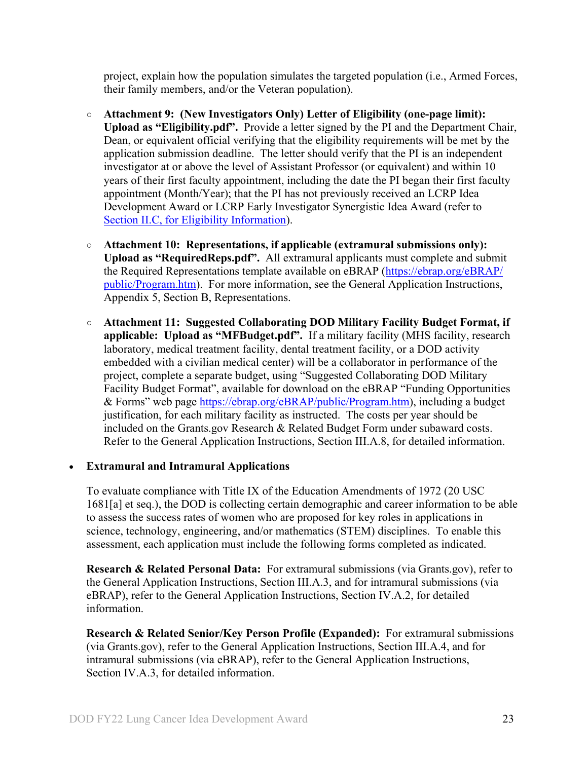project, explain how the population simulates the targeted population (i.e., Armed Forces, their family members, and/or the Veteran population).

- **Attachment 9: (New Investigators Only) Letter of Eligibility (one-page limit): Upload as "Eligibility.pdf".** Provide a letter signed by the PI and the Department Chair, Dean, or equivalent official verifying that the eligibility requirements will be met by the application submission deadline. The letter should verify that the PI is an independent investigator at or above the level of Assistant Professor (or equivalent) and within 10 years of their first faculty appointment, including the date the PI began their first faculty appointment (Month/Year); that the PI has not previously received an LCRP Idea Development Award or LCRP Early Investigator Synergistic Idea Award (refer to Section II.C, for Eligibility Information).

- **Attachment 10: Representations, if applicable (extramural submissions only): Upload as "RequiredReps.pdf".** All extramural applicants must complete and submit the Required Representations template available on eBRAP (https://ebrap.org/eBRAP/public/Program.htm). For more information, see the General Application Instructions, Appendix 5, Section B, Representations.

- **Attachment 11: Suggested Collaborating DOD Military Facility Budget Format, if applicable: Upload as "MFBudget.pdf".** If a military facility (MHS facility, research laboratory, medical treatment facility, dental treatment facility, or a DOD activity embedded with a civilian medical center) will be a collaborator in performance of the project, complete a separate budget, using "Suggested Collaborating DOD Military Facility Budget Format", available for download on the eBRAP "Funding Opportunities & Forms" web page https://ebrap.org/eBRAP/public/Program.htm), including a budget justification, for each military facility as instructed. The costs per year should be included on the Grants.gov Research & Related Budget Form under subaward costs. Refer to the General Application Instructions, Section III.A.8, for detailed information.

- **Extramural and Intramural Applications**

  To evaluate compliance with Title IX of the Education Amendments of 1972 (20 USC 1681[a] et seq.), the DOD is collecting certain demographic and career information to be able to assess the success rates of women who are proposed for key roles in applications in science, technology, engineering, and/or mathematics (STEM) disciplines. To enable this assessment, each application must include the following forms completed as indicated.

  **Research & Related Personal Data:** For extramural submissions (via Grants.gov), refer to the General Application Instructions, Section III.A.3, and for intramural submissions (via eBRAP), refer to the General Application Instructions, Section IV.A.2, for detailed information.

  **Research & Related Senior/Key Person Profile (Expanded):** For extramural submissions (via Grants.gov), refer to the General Application Instructions, Section III.A.4, and for intramural submissions (via eBRAP), refer to the General Application Instructions, Section IV.A.3, for detailed information.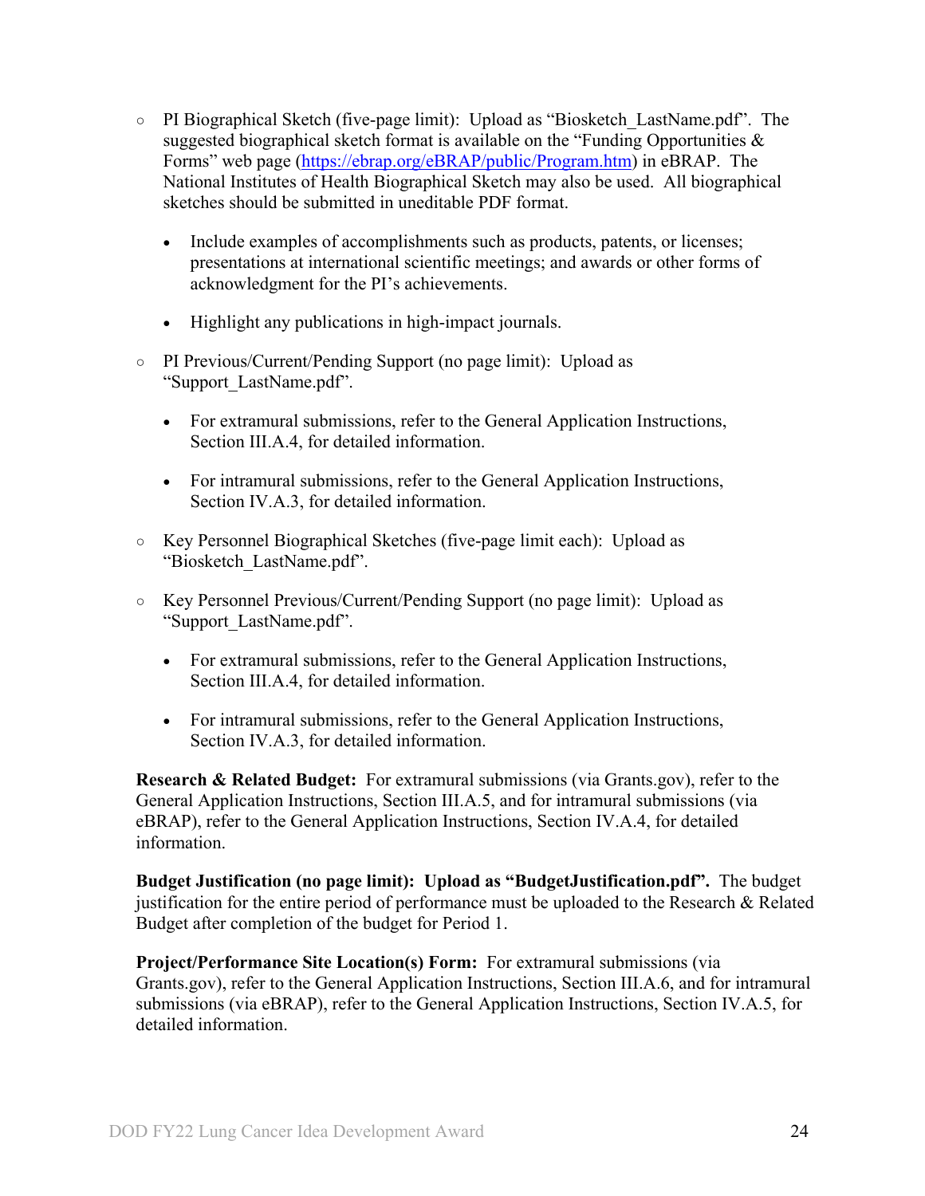- PI Biographical Sketch (five-page limit): Upload as "Biosketch_LastName.pdf". The suggested biographical sketch format is available on the "Funding Opportunities & Forms" web page (https://ebrap.org/eBRAP/public/Program.htm) in eBRAP. The National Institutes of Health Biographical Sketch may also be used. All biographical sketches should be submitted in uneditable PDF format.
  - Include examples of accomplishments such as products, patents, or licenses; presentations at international scientific meetings; and awards or other forms of acknowledgment for the PI's achievements.
  - Highlight any publications in high-impact journals.
- PI Previous/Current/Pending Support (no page limit): Upload as "Support_LastName.pdf".
  - For extramural submissions, refer to the General Application Instructions, Section III.A.4, for detailed information.
  - For intramural submissions, refer to the General Application Instructions, Section IV.A.3, for detailed information.
- Key Personnel Biographical Sketches (five-page limit each): Upload as "Biosketch_LastName.pdf".
- Key Personnel Previous/Current/Pending Support (no page limit): Upload as "Support_LastName.pdf".
  - For extramural submissions, refer to the General Application Instructions, Section III.A.4, for detailed information.
  - For intramural submissions, refer to the General Application Instructions, Section IV.A.3, for detailed information.

**Research & Related Budget:** For extramural submissions (via Grants.gov), refer to the General Application Instructions, Section III.A.5, and for intramural submissions (via eBRAP), refer to the General Application Instructions, Section IV.A.4, for detailed information.

**Budget Justification (no page limit): Upload as "BudgetJustification.pdf".** The budget justification for the entire period of performance must be uploaded to the Research & Related Budget after completion of the budget for Period 1.

**Project/Performance Site Location(s) Form:** For extramural submissions (via Grants.gov), refer to the General Application Instructions, Section III.A.6, and for intramural submissions (via eBRAP), refer to the General Application Instructions, Section IV.A.5, for detailed information.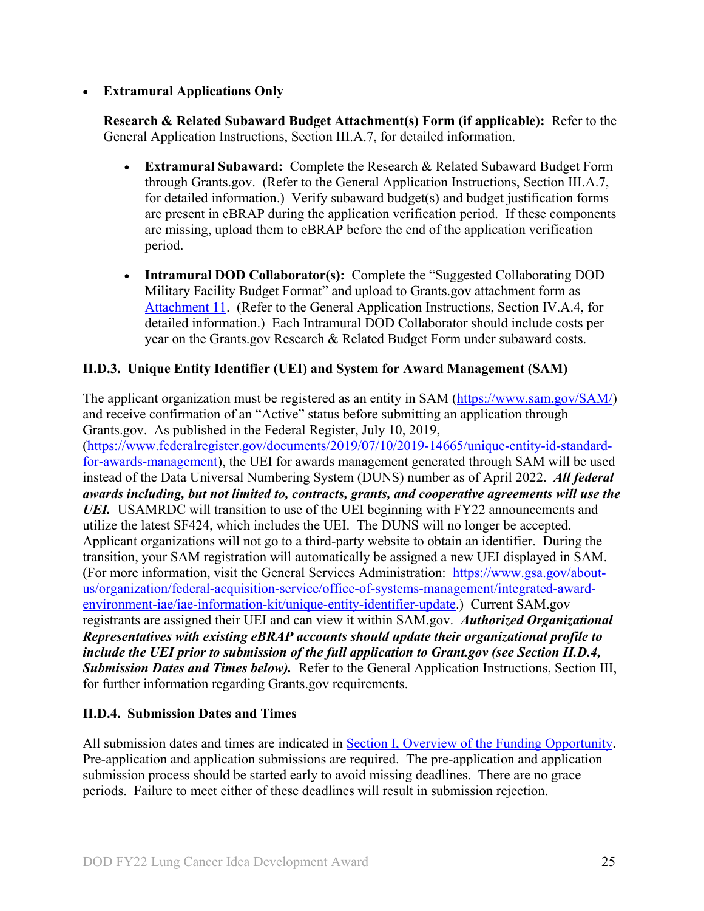- **Extramural Applications Only**

  **Research & Related Subaward Budget Attachment(s) Form (if applicable):** Refer to the General Application Instructions, Section III.A.7, for detailed information.

  - **Extramural Subaward:** Complete the Research & Related Subaward Budget Form through Grants.gov. (Refer to the General Application Instructions, Section III.A.7, for detailed information.) Verify subaward budget(s) and budget justification forms are present in eBRAP during the application verification period. If these components are missing, upload them to eBRAP before the end of the application verification period.

  - **Intramural DOD Collaborator(s):** Complete the "Suggested Collaborating DOD Military Facility Budget Format" and upload to Grants.gov attachment form as [Attachment 11](). (Refer to the General Application Instructions, Section IV.A.4, for detailed information.) Each Intramural DOD Collaborator should include costs per year on the Grants.gov Research & Related Budget Form under subaward costs.

### II.D.3. Unique Entity Identifier (UEI) and System for Award Management (SAM)

The applicant organization must be registered as an entity in SAM ([https://www.sam.gov/SAM/](https://www.sam.gov/SAM/)) and receive confirmation of an "Active" status before submitting an application through Grants.gov. As published in the Federal Register, July 10, 2019, ([https://www.federalregister.gov/documents/2019/07/10/2019-14665/unique-entity-id-standard-for-awards-management](https://www.federalregister.gov/documents/2019/07/10/2019-14665/unique-entity-id-standard-for-awards-management)), the UEI for awards management generated through SAM will be used instead of the Data Universal Numbering System (DUNS) number as of April 2022. ***All federal awards including, but not limited to, contracts, grants, and cooperative agreements will use the UEI.*** USAMRDC will transition to use of the UEI beginning with FY22 announcements and utilize the latest SF424, which includes the UEI. The DUNS will no longer be accepted. Applicant organizations will not go to a third-party website to obtain an identifier. During the transition, your SAM registration will automatically be assigned a new UEI displayed in SAM. (For more information, visit the General Services Administration: [https://www.gsa.gov/about-us/organization/federal-acquisition-service/office-of-systems-management/integrated-award-environment-iae/iae-information-kit/unique-entity-identifier-update](https://www.gsa.gov/about-us/organization/federal-acquisition-service/office-of-systems-management/integrated-award-environment-iae/iae-information-kit/unique-entity-identifier-update).) Current SAM.gov registrants are assigned their UEI and can view it within SAM.gov. ***Authorized Organizational Representatives with existing eBRAP accounts should update their organizational profile to include the UEI prior to submission of the full application to Grant.gov (see Section II.D.4, Submission Dates and Times below).*** Refer to the General Application Instructions, Section III, for further information regarding Grants.gov requirements.

### II.D.4. Submission Dates and Times

All submission dates and times are indicated in [Section I, Overview of the Funding Opportunity](). Pre-application and application submissions are required. The pre-application and application submission process should be started early to avoid missing deadlines. There are no grace periods. Failure to meet either of these deadlines will result in submission rejection.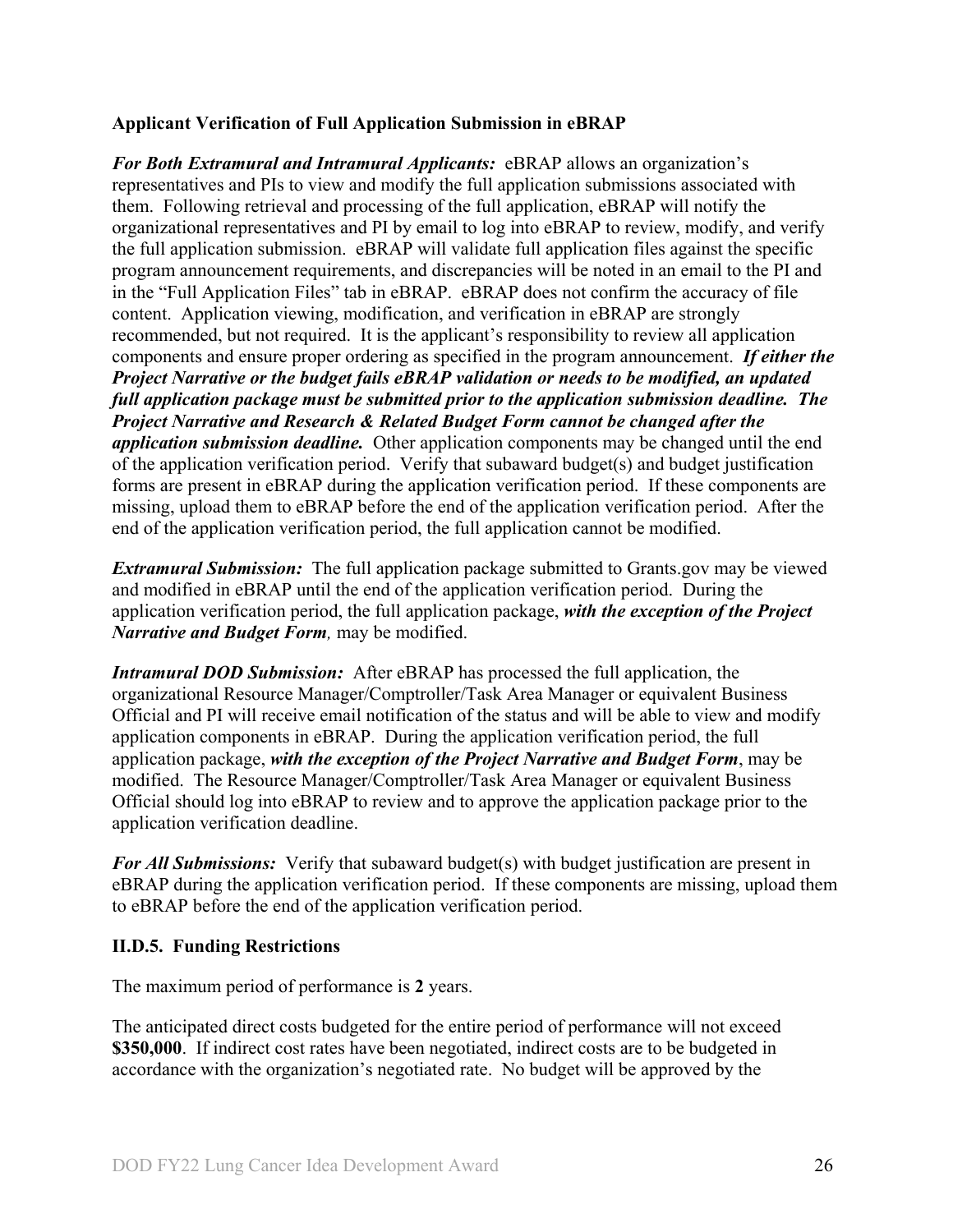**Applicant Verification of Full Application Submission in eBRAP**

***For Both Extramural and Intramural Applicants:*** eBRAP allows an organization's representatives and PIs to view and modify the full application submissions associated with them. Following retrieval and processing of the full application, eBRAP will notify the organizational representatives and PI by email to log into eBRAP to review, modify, and verify the full application submission. eBRAP will validate full application files against the specific program announcement requirements, and discrepancies will be noted in an email to the PI and in the "Full Application Files" tab in eBRAP. eBRAP does not confirm the accuracy of file content. Application viewing, modification, and verification in eBRAP are strongly recommended, but not required. It is the applicant's responsibility to review all application components and ensure proper ordering as specified in the program announcement. ***If either the Project Narrative or the budget fails eBRAP validation or needs to be modified, an updated full application package must be submitted prior to the application submission deadline. The Project Narrative and Research & Related Budget Form cannot be changed after the application submission deadline.*** Other application components may be changed until the end of the application verification period. Verify that subaward budget(s) and budget justification forms are present in eBRAP during the application verification period. If these components are missing, upload them to eBRAP before the end of the application verification period. After the end of the application verification period, the full application cannot be modified.

***Extramural Submission:*** The full application package submitted to Grants.gov may be viewed and modified in eBRAP until the end of the application verification period. During the application verification period, the full application package, ***with the exception of the Project Narrative and Budget Form,*** may be modified.

***Intramural DOD Submission:*** After eBRAP has processed the full application, the organizational Resource Manager/Comptroller/Task Area Manager or equivalent Business Official and PI will receive email notification of the status and will be able to view and modify application components in eBRAP. During the application verification period, the full application package, ***with the exception of the Project Narrative and Budget Form***, may be modified. The Resource Manager/Comptroller/Task Area Manager or equivalent Business Official should log into eBRAP to review and to approve the application package prior to the application verification deadline.

***For All Submissions:*** Verify that subaward budget(s) with budget justification are present in eBRAP during the application verification period. If these components are missing, upload them to eBRAP before the end of the application verification period.

### II.D.5. Funding Restrictions

The maximum period of performance is **2** years.

The anticipated direct costs budgeted for the entire period of performance will not exceed **$350,000**. If indirect cost rates have been negotiated, indirect costs are to be budgeted in accordance with the organization's negotiated rate. No budget will be approved by the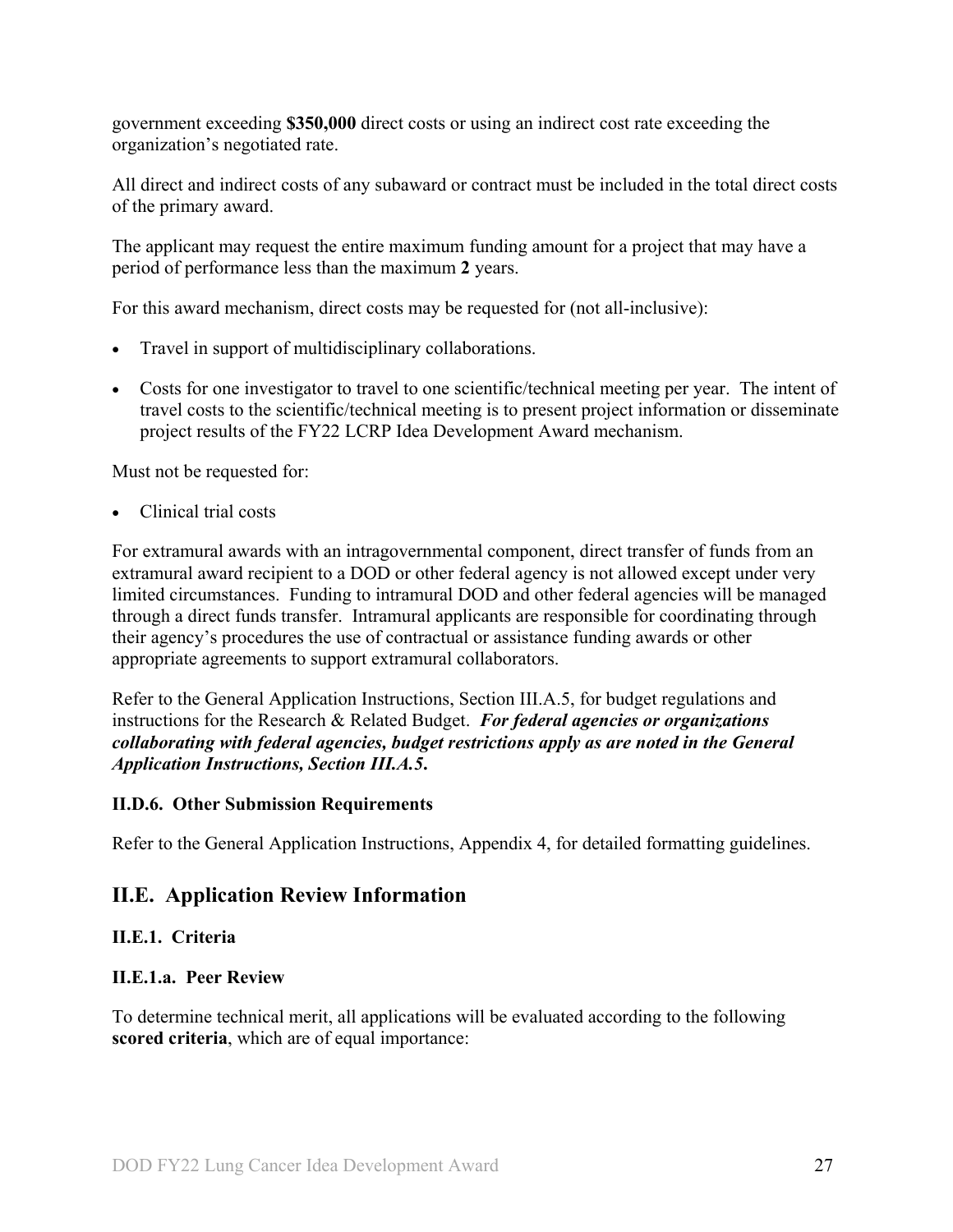government exceeding **$350,000** direct costs or using an indirect cost rate exceeding the organization's negotiated rate.

All direct and indirect costs of any subaward or contract must be included in the total direct costs of the primary award.

The applicant may request the entire maximum funding amount for a project that may have a period of performance less than the maximum **2** years.

For this award mechanism, direct costs may be requested for (not all-inclusive):

- Travel in support of multidisciplinary collaborations.
- Costs for one investigator to travel to one scientific/technical meeting per year. The intent of travel costs to the scientific/technical meeting is to present project information or disseminate project results of the FY22 LCRP Idea Development Award mechanism.

Must not be requested for:

- Clinical trial costs

For extramural awards with an intragovernmental component, direct transfer of funds from an extramural award recipient to a DOD or other federal agency is not allowed except under very limited circumstances. Funding to intramural DOD and other federal agencies will be managed through a direct funds transfer. Intramural applicants are responsible for coordinating through their agency's procedures the use of contractual or assistance funding awards or other appropriate agreements to support extramural collaborators.

Refer to the General Application Instructions, Section III.A.5, for budget regulations and instructions for the Research & Related Budget. ***For federal agencies or organizations collaborating with federal agencies, budget restrictions apply as are noted in the General Application Instructions, Section III.A.5.***

### II.D.6. Other Submission Requirements

Refer to the General Application Instructions, Appendix 4, for detailed formatting guidelines.

## II.E. Application Review Information

### II.E.1. Criteria

### II.E.1.a. Peer Review

To determine technical merit, all applications will be evaluated according to the following **scored criteria**, which are of equal importance: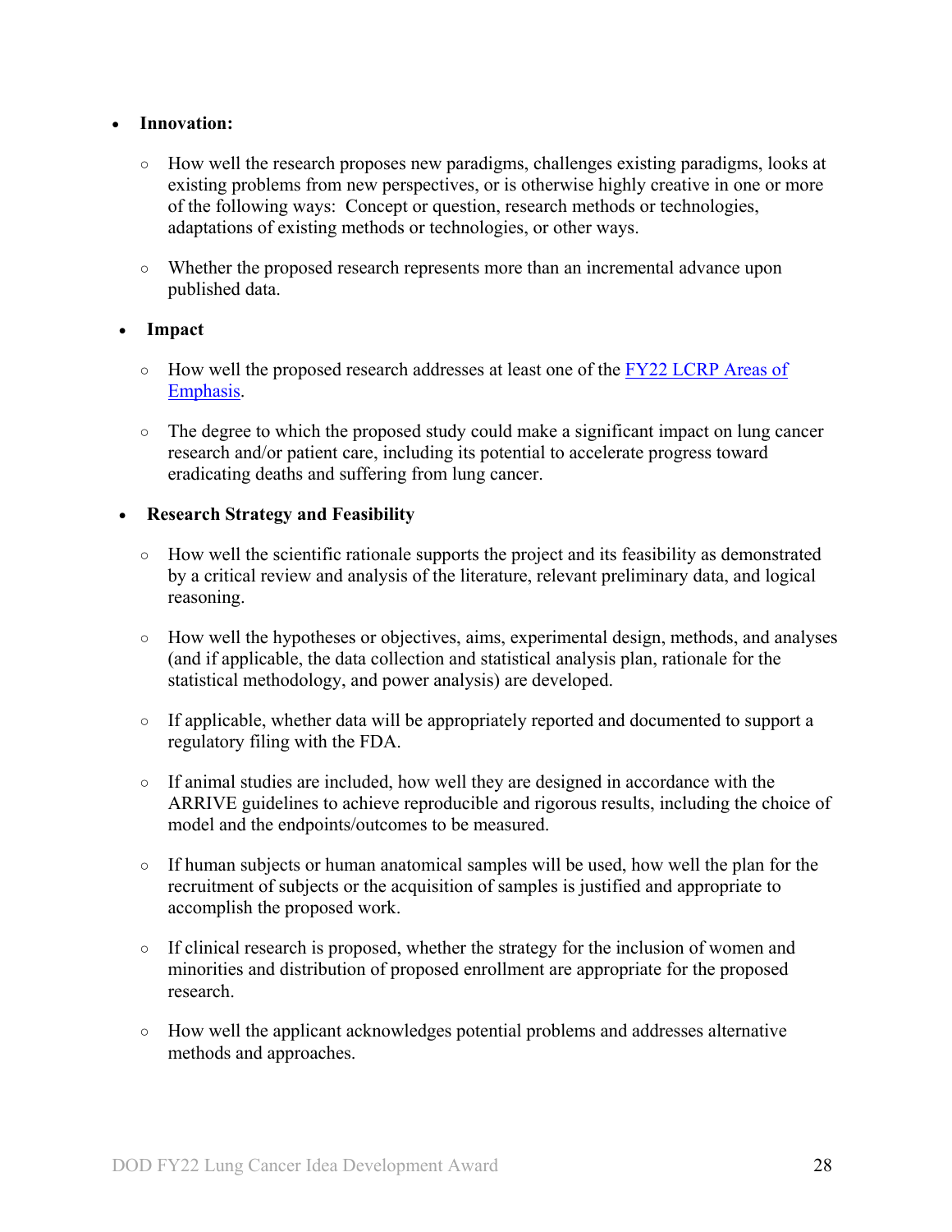- **Innovation:**
  - How well the research proposes new paradigms, challenges existing paradigms, looks at existing problems from new perspectives, or is otherwise highly creative in one or more of the following ways: Concept or question, research methods or technologies, adaptations of existing methods or technologies, or other ways.
  - Whether the proposed research represents more than an incremental advance upon published data.
- **Impact**
  - How well the proposed research addresses at least one of the [FY22 LCRP Areas of Emphasis](FY22 LCRP Areas of Emphasis).
  - The degree to which the proposed study could make a significant impact on lung cancer research and/or patient care, including its potential to accelerate progress toward eradicating deaths and suffering from lung cancer.
- **Research Strategy and Feasibility**
  - How well the scientific rationale supports the project and its feasibility as demonstrated by a critical review and analysis of the literature, relevant preliminary data, and logical reasoning.
  - How well the hypotheses or objectives, aims, experimental design, methods, and analyses (and if applicable, the data collection and statistical analysis plan, rationale for the statistical methodology, and power analysis) are developed.
  - If applicable, whether data will be appropriately reported and documented to support a regulatory filing with the FDA.
  - If animal studies are included, how well they are designed in accordance with the ARRIVE guidelines to achieve reproducible and rigorous results, including the choice of model and the endpoints/outcomes to be measured.
  - If human subjects or human anatomical samples will be used, how well the plan for the recruitment of subjects or the acquisition of samples is justified and appropriate to accomplish the proposed work.
  - If clinical research is proposed, whether the strategy for the inclusion of women and minorities and distribution of proposed enrollment are appropriate for the proposed research.
  - How well the applicant acknowledges potential problems and addresses alternative methods and approaches.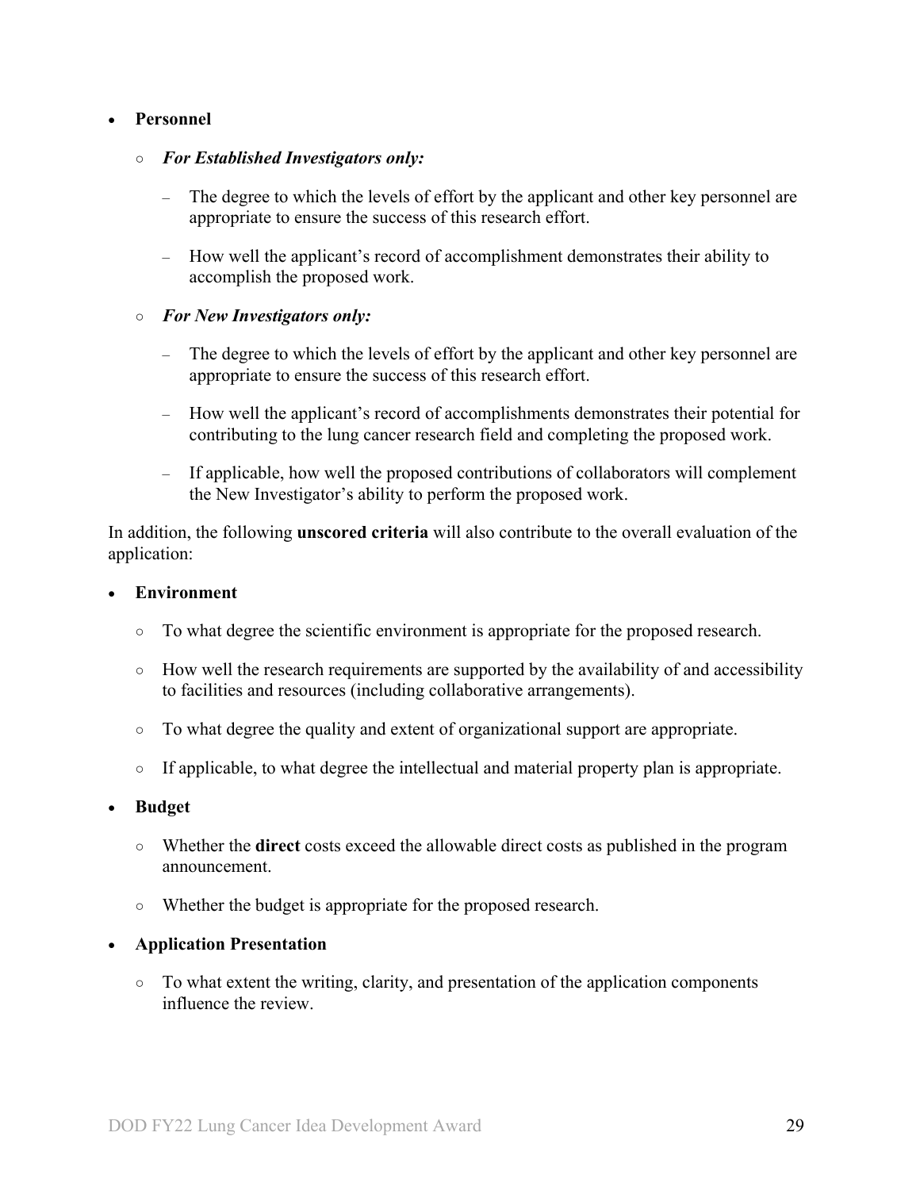- **Personnel**
  - ***For Established Investigators only:***
    - The degree to which the levels of effort by the applicant and other key personnel are appropriate to ensure the success of this research effort.
    - How well the applicant's record of accomplishment demonstrates their ability to accomplish the proposed work.
  - ***For New Investigators only:***
    - The degree to which the levels of effort by the applicant and other key personnel are appropriate to ensure the success of this research effort.
    - How well the applicant's record of accomplishments demonstrates their potential for contributing to the lung cancer research field and completing the proposed work.
    - If applicable, how well the proposed contributions of collaborators will complement the New Investigator's ability to perform the proposed work.

In addition, the following **unscored criteria** will also contribute to the overall evaluation of the application:

- **Environment**
  - To what degree the scientific environment is appropriate for the proposed research.
  - How well the research requirements are supported by the availability of and accessibility to facilities and resources (including collaborative arrangements).
  - To what degree the quality and extent of organizational support are appropriate.
  - If applicable, to what degree the intellectual and material property plan is appropriate.
- **Budget**
  - Whether the **direct** costs exceed the allowable direct costs as published in the program announcement.
  - Whether the budget is appropriate for the proposed research.
- **Application Presentation**
  - To what extent the writing, clarity, and presentation of the application components influence the review.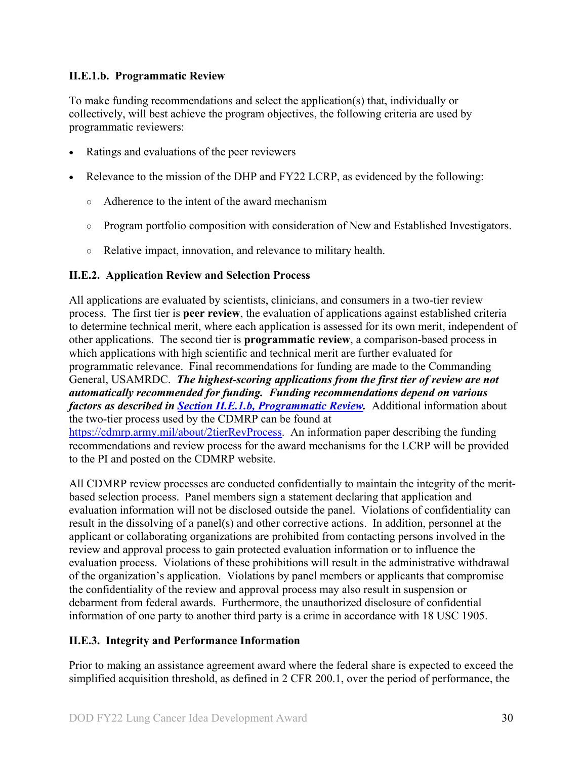#### II.E.1.b. Programmatic Review

To make funding recommendations and select the application(s) that, individually or collectively, will best achieve the program objectives, the following criteria are used by programmatic reviewers:

- Ratings and evaluations of the peer reviewers
- Relevance to the mission of the DHP and FY22 LCRP, as evidenced by the following:
  - Adherence to the intent of the award mechanism
  - Program portfolio composition with consideration of New and Established Investigators.
  - Relative impact, innovation, and relevance to military health.

### II.E.2. Application Review and Selection Process

All applications are evaluated by scientists, clinicians, and consumers in a two-tier review process. The first tier is **peer review**, the evaluation of applications against established criteria to determine technical merit, where each application is assessed for its own merit, independent of other applications. The second tier is **programmatic review**, a comparison-based process in which applications with high scientific and technical merit are further evaluated for programmatic relevance. Final recommendations for funding are made to the Commanding General, USAMRDC. ***The highest-scoring applications from the first tier of review are not automatically recommended for funding. Funding recommendations depend on various factors as described in [Section II.E.1.b, Programmatic Review](#).*** Additional information about the two-tier process used by the CDMRP can be found at [https://cdmrp.army.mil/about/2tierRevProcess](https://cdmrp.army.mil/about/2tierRevProcess). An information paper describing the funding recommendations and review process for the award mechanisms for the LCRP will be provided to the PI and posted on the CDMRP website.

All CDMRP review processes are conducted confidentially to maintain the integrity of the merit-based selection process. Panel members sign a statement declaring that application and evaluation information will not be disclosed outside the panel. Violations of confidentiality can result in the dissolving of a panel(s) and other corrective actions. In addition, personnel at the applicant or collaborating organizations are prohibited from contacting persons involved in the review and approval process to gain protected evaluation information or to influence the evaluation process. Violations of these prohibitions will result in the administrative withdrawal of the organization's application. Violations by panel members or applicants that compromise the confidentiality of the review and approval process may also result in suspension or debarment from federal awards. Furthermore, the unauthorized disclosure of confidential information of one party to another third party is a crime in accordance with 18 USC 1905.

### II.E.3. Integrity and Performance Information

Prior to making an assistance agreement award where the federal share is expected to exceed the simplified acquisition threshold, as defined in 2 CFR 200.1, over the period of performance, the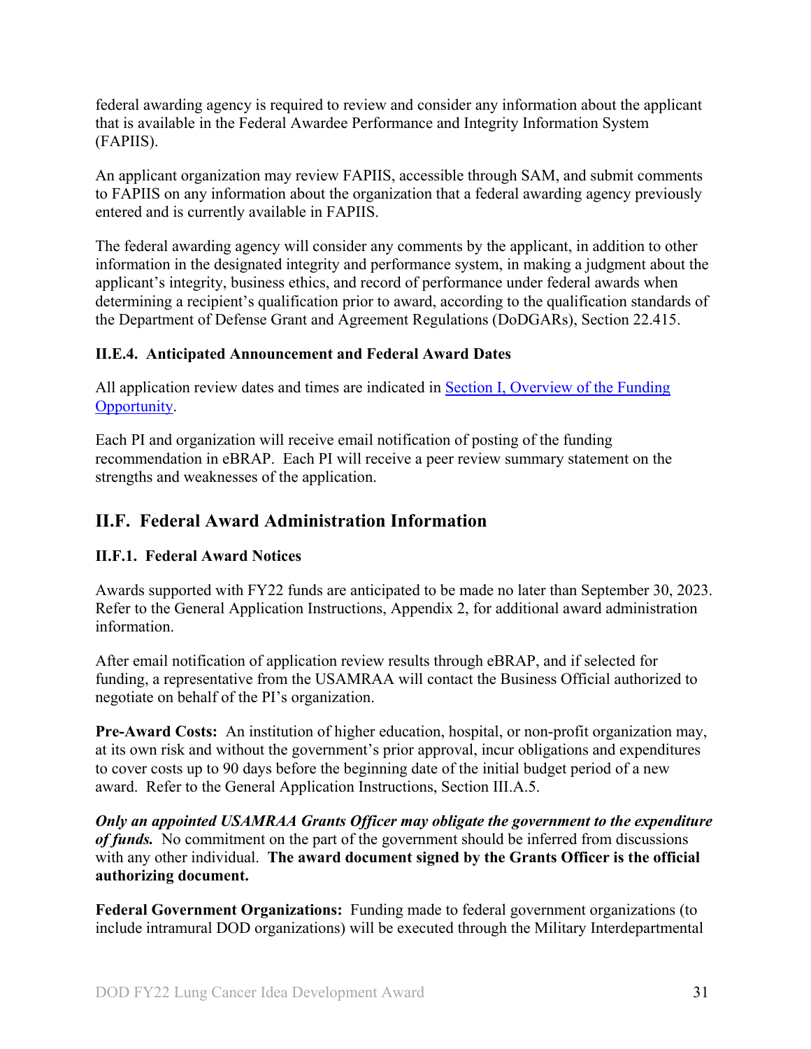federal awarding agency is required to review and consider any information about the applicant that is available in the Federal Awardee Performance and Integrity Information System (FAPIIS).

An applicant organization may review FAPIIS, accessible through SAM, and submit comments to FAPIIS on any information about the organization that a federal awarding agency previously entered and is currently available in FAPIIS.

The federal awarding agency will consider any comments by the applicant, in addition to other information in the designated integrity and performance system, in making a judgment about the applicant's integrity, business ethics, and record of performance under federal awards when determining a recipient's qualification prior to award, according to the qualification standards of the Department of Defense Grant and Agreement Regulations (DoDGARs), Section 22.415.

### II.E.4. Anticipated Announcement and Federal Award Dates

All application review dates and times are indicated in Section I, Overview of the Funding Opportunity.

Each PI and organization will receive email notification of posting of the funding recommendation in eBRAP. Each PI will receive a peer review summary statement on the strengths and weaknesses of the application.

## II.F. Federal Award Administration Information

### II.F.1. Federal Award Notices

Awards supported with FY22 funds are anticipated to be made no later than September 30, 2023. Refer to the General Application Instructions, Appendix 2, for additional award administration information.

After email notification of application review results through eBRAP, and if selected for funding, a representative from the USAMRAA will contact the Business Official authorized to negotiate on behalf of the PI's organization.

**Pre-Award Costs:** An institution of higher education, hospital, or non-profit organization may, at its own risk and without the government's prior approval, incur obligations and expenditures to cover costs up to 90 days before the beginning date of the initial budget period of a new award. Refer to the General Application Instructions, Section III.A.5.

***Only an appointed USAMRAA Grants Officer may obligate the government to the expenditure of funds.*** No commitment on the part of the government should be inferred from discussions with any other individual. **The award document signed by the Grants Officer is the official authorizing document.**

**Federal Government Organizations:** Funding made to federal government organizations (to include intramural DOD organizations) will be executed through the Military Interdepartmental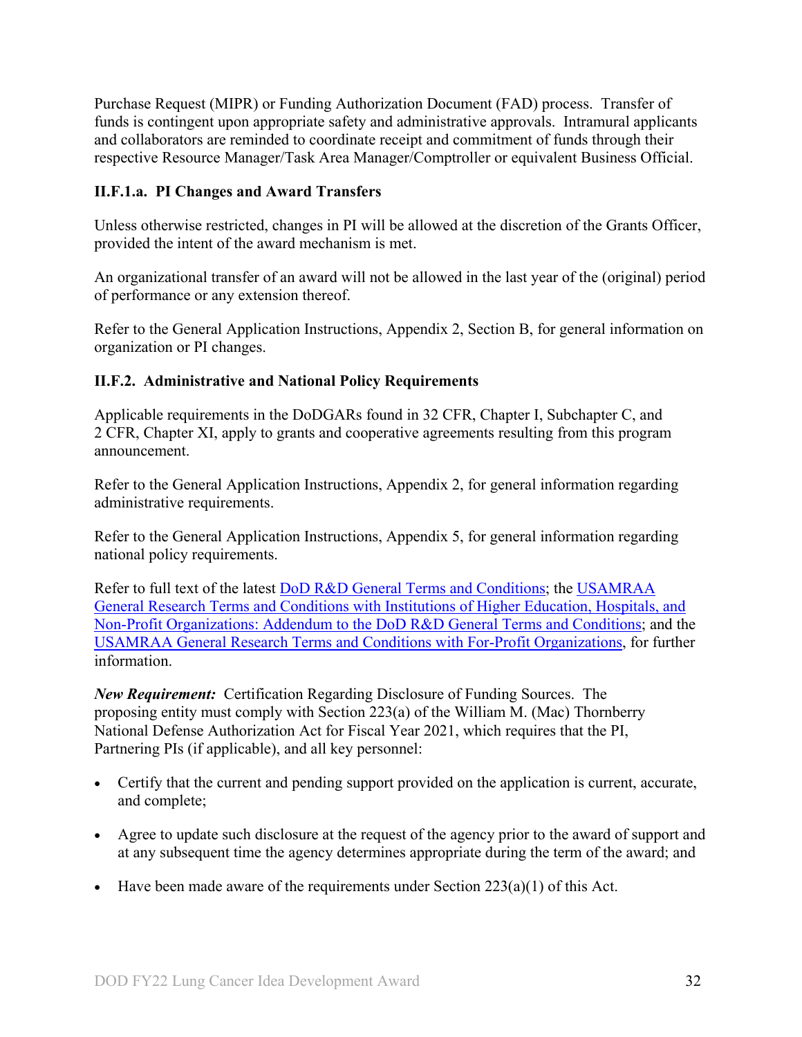Purchase Request (MIPR) or Funding Authorization Document (FAD) process. Transfer of funds is contingent upon appropriate safety and administrative approvals. Intramural applicants and collaborators are reminded to coordinate receipt and commitment of funds through their respective Resource Manager/Task Area Manager/Comptroller or equivalent Business Official.

#### II.F.1.a. PI Changes and Award Transfers

Unless otherwise restricted, changes in PI will be allowed at the discretion of the Grants Officer, provided the intent of the award mechanism is met.

An organizational transfer of an award will not be allowed in the last year of the (original) period of performance or any extension thereof.

Refer to the General Application Instructions, Appendix 2, Section B, for general information on organization or PI changes.

### II.F.2. Administrative and National Policy Requirements

Applicable requirements in the DoDGARs found in 32 CFR, Chapter I, Subchapter C, and 2 CFR, Chapter XI, apply to grants and cooperative agreements resulting from this program announcement.

Refer to the General Application Instructions, Appendix 2, for general information regarding administrative requirements.

Refer to the General Application Instructions, Appendix 5, for general information regarding national policy requirements.

Refer to full text of the latest DoD R&D General Terms and Conditions; the USAMRAA General Research Terms and Conditions with Institutions of Higher Education, Hospitals, and Non-Profit Organizations: Addendum to the DoD R&D General Terms and Conditions; and the USAMRAA General Research Terms and Conditions with For-Profit Organizations, for further information.

***New Requirement:*** Certification Regarding Disclosure of Funding Sources. The proposing entity must comply with Section 223(a) of the William M. (Mac) Thornberry National Defense Authorization Act for Fiscal Year 2021, which requires that the PI, Partnering PIs (if applicable), and all key personnel:

- Certify that the current and pending support provided on the application is current, accurate, and complete;
- Agree to update such disclosure at the request of the agency prior to the award of support and at any subsequent time the agency determines appropriate during the term of the award; and
- Have been made aware of the requirements under Section 223(a)(1) of this Act.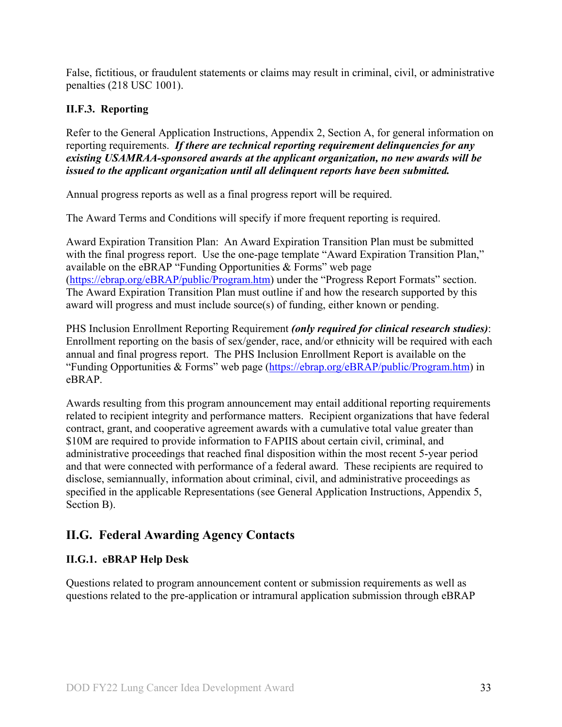False, fictitious, or fraudulent statements or claims may result in criminal, civil, or administrative penalties (218 USC 1001).

### II.F.3. Reporting

Refer to the General Application Instructions, Appendix 2, Section A, for general information on reporting requirements. ***If there are technical reporting requirement delinquencies for any existing USAMRAA-sponsored awards at the applicant organization, no new awards will be issued to the applicant organization until all delinquent reports have been submitted.***

Annual progress reports as well as a final progress report will be required.

The Award Terms and Conditions will specify if more frequent reporting is required.

Award Expiration Transition Plan: An Award Expiration Transition Plan must be submitted with the final progress report. Use the one-page template "Award Expiration Transition Plan," available on the eBRAP "Funding Opportunities & Forms" web page (https://ebrap.org/eBRAP/public/Program.htm) under the "Progress Report Formats" section. The Award Expiration Transition Plan must outline if and how the research supported by this award will progress and must include source(s) of funding, either known or pending.

PHS Inclusion Enrollment Reporting Requirement ***(only required for clinical research studies)***: Enrollment reporting on the basis of sex/gender, race, and/or ethnicity will be required with each annual and final progress report. The PHS Inclusion Enrollment Report is available on the "Funding Opportunities & Forms" web page (https://ebrap.org/eBRAP/public/Program.htm) in eBRAP.

Awards resulting from this program announcement may entail additional reporting requirements related to recipient integrity and performance matters. Recipient organizations that have federal contract, grant, and cooperative agreement awards with a cumulative total value greater than \$10M are required to provide information to FAPIIS about certain civil, criminal, and administrative proceedings that reached final disposition within the most recent 5-year period and that were connected with performance of a federal award. These recipients are required to disclose, semiannually, information about criminal, civil, and administrative proceedings as specified in the applicable Representations (see General Application Instructions, Appendix 5, Section B).

## II.G. Federal Awarding Agency Contacts

### II.G.1. eBRAP Help Desk

Questions related to program announcement content or submission requirements as well as questions related to the pre-application or intramural application submission through eBRAP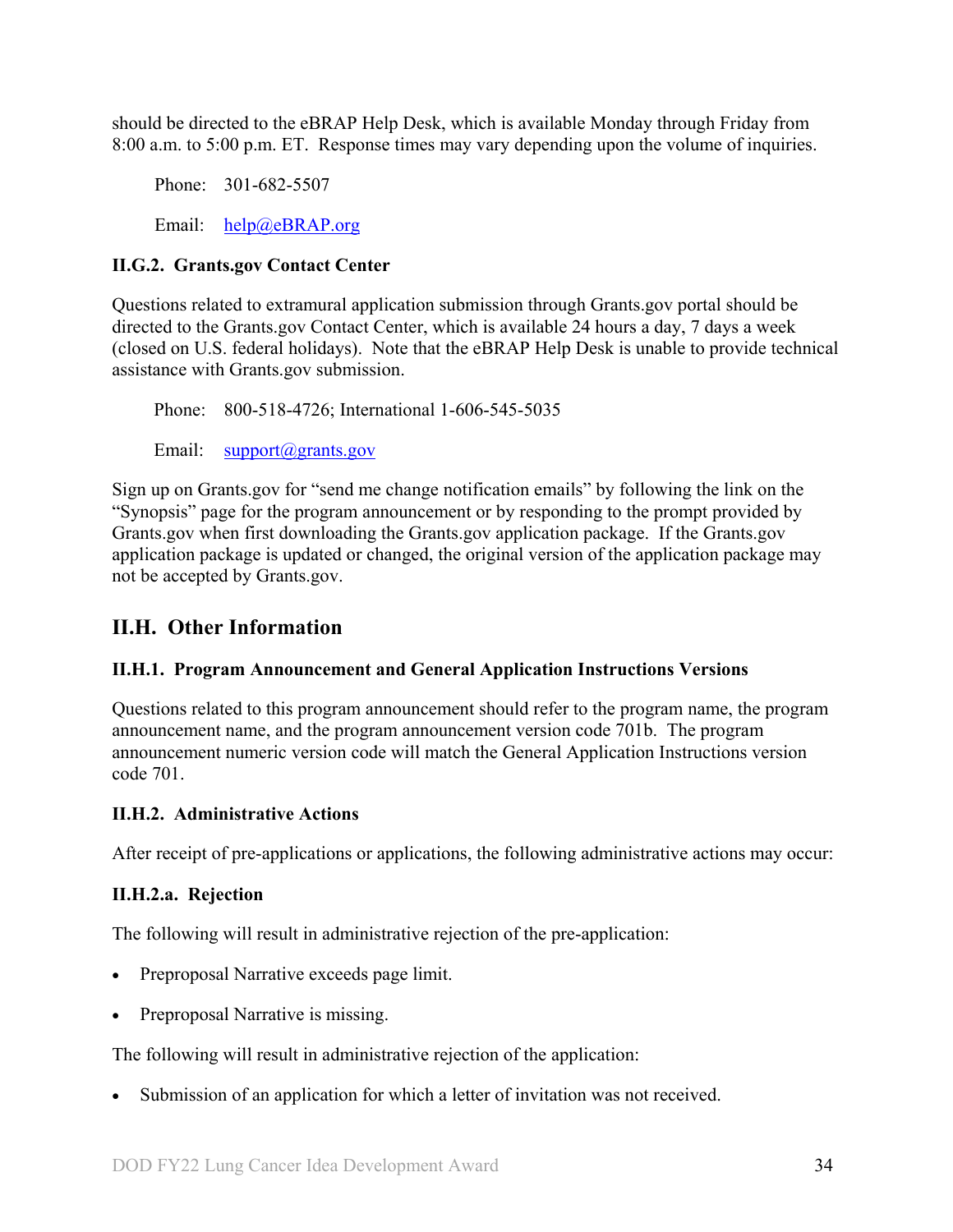should be directed to the eBRAP Help Desk, which is available Monday through Friday from 8:00 a.m. to 5:00 p.m. ET. Response times may vary depending upon the volume of inquiries.

Phone: 301-682-5507

Email: help@eBRAP.org

### II.G.2. Grants.gov Contact Center

Questions related to extramural application submission through Grants.gov portal should be directed to the Grants.gov Contact Center, which is available 24 hours a day, 7 days a week (closed on U.S. federal holidays). Note that the eBRAP Help Desk is unable to provide technical assistance with Grants.gov submission.

Phone: 800-518-4726; International 1-606-545-5035

Email: support@grants.gov

Sign up on Grants.gov for "send me change notification emails" by following the link on the "Synopsis" page for the program announcement or by responding to the prompt provided by Grants.gov when first downloading the Grants.gov application package. If the Grants.gov application package is updated or changed, the original version of the application package may not be accepted by Grants.gov.

## II.H. Other Information

### II.H.1. Program Announcement and General Application Instructions Versions

Questions related to this program announcement should refer to the program name, the program announcement name, and the program announcement version code 701b. The program announcement numeric version code will match the General Application Instructions version code 701.

### II.H.2. Administrative Actions

After receipt of pre-applications or applications, the following administrative actions may occur:

#### II.H.2.a. Rejection

The following will result in administrative rejection of the pre-application:

- Preproposal Narrative exceeds page limit.
- Preproposal Narrative is missing.

The following will result in administrative rejection of the application:

- Submission of an application for which a letter of invitation was not received.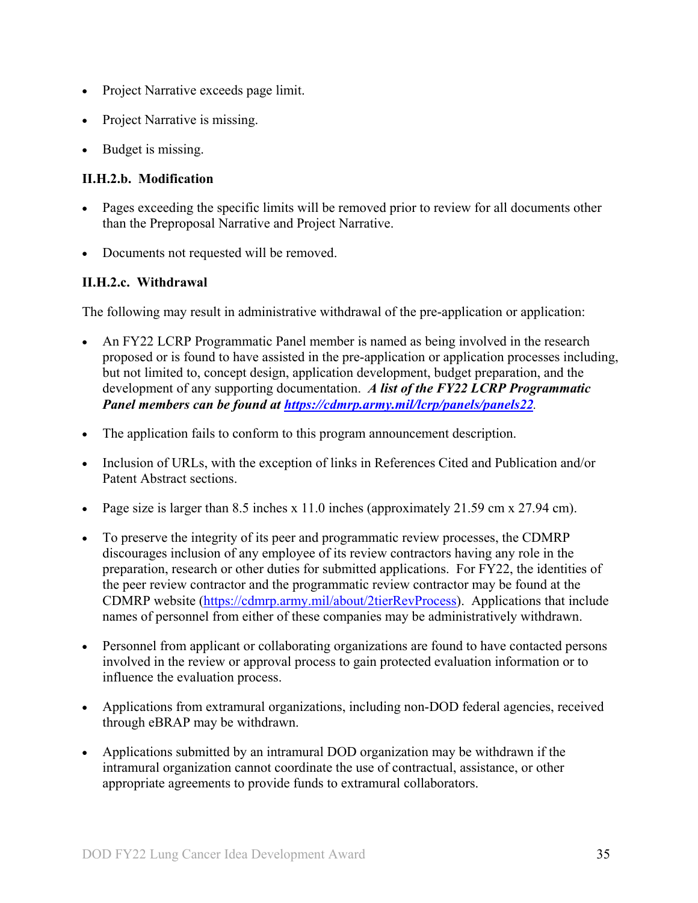- Project Narrative exceeds page limit.
- Project Narrative is missing.
- Budget is missing.

### II.H.2.b. Modification

- Pages exceeding the specific limits will be removed prior to review for all documents other than the Preproposal Narrative and Project Narrative.
- Documents not requested will be removed.

### II.H.2.c. Withdrawal

The following may result in administrative withdrawal of the pre-application or application:

- An FY22 LCRP Programmatic Panel member is named as being involved in the research proposed or is found to have assisted in the pre-application or application processes including, but not limited to, concept design, application development, budget preparation, and the development of any supporting documentation. ***A list of the FY22 LCRP Programmatic Panel members can be found at [https://cdmrp.army.mil/lcrp/panels/panels22](https://cdmrp.army.mil/lcrp/panels/panels22).***
- The application fails to conform to this program announcement description.
- Inclusion of URLs, with the exception of links in References Cited and Publication and/or Patent Abstract sections.
- Page size is larger than 8.5 inches x 11.0 inches (approximately 21.59 cm x 27.94 cm).
- To preserve the integrity of its peer and programmatic review processes, the CDMRP discourages inclusion of any employee of its review contractors having any role in the preparation, research or other duties for submitted applications. For FY22, the identities of the peer review contractor and the programmatic review contractor may be found at the CDMRP website ([https://cdmrp.army.mil/about/2tierRevProcess](https://cdmrp.army.mil/about/2tierRevProcess)). Applications that include names of personnel from either of these companies may be administratively withdrawn.
- Personnel from applicant or collaborating organizations are found to have contacted persons involved in the review or approval process to gain protected evaluation information or to influence the evaluation process.
- Applications from extramural organizations, including non-DOD federal agencies, received through eBRAP may be withdrawn.
- Applications submitted by an intramural DOD organization may be withdrawn if the intramural organization cannot coordinate the use of contractual, assistance, or other appropriate agreements to provide funds to extramural collaborators.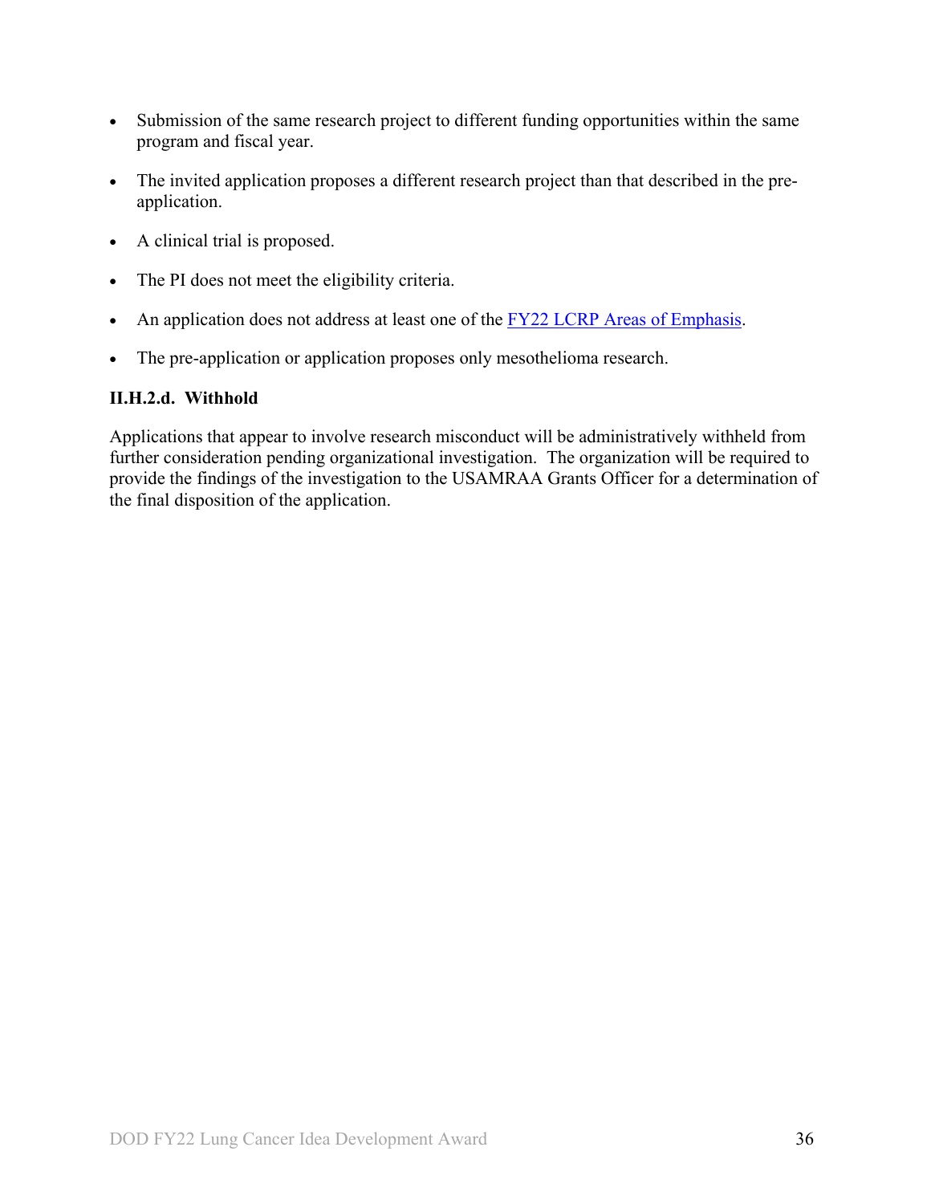- Submission of the same research project to different funding opportunities within the same program and fiscal year.
- The invited application proposes a different research project than that described in the pre-application.
- A clinical trial is proposed.
- The PI does not meet the eligibility criteria.
- An application does not address at least one of the FY22 LCRP Areas of Emphasis.
- The pre-application or application proposes only mesothelioma research.

**II.H.2.d. Withhold**

Applications that appear to involve research misconduct will be administratively withheld from further consideration pending organizational investigation. The organization will be required to provide the findings of the investigation to the USAMRAA Grants Officer for a determination of the final disposition of the application.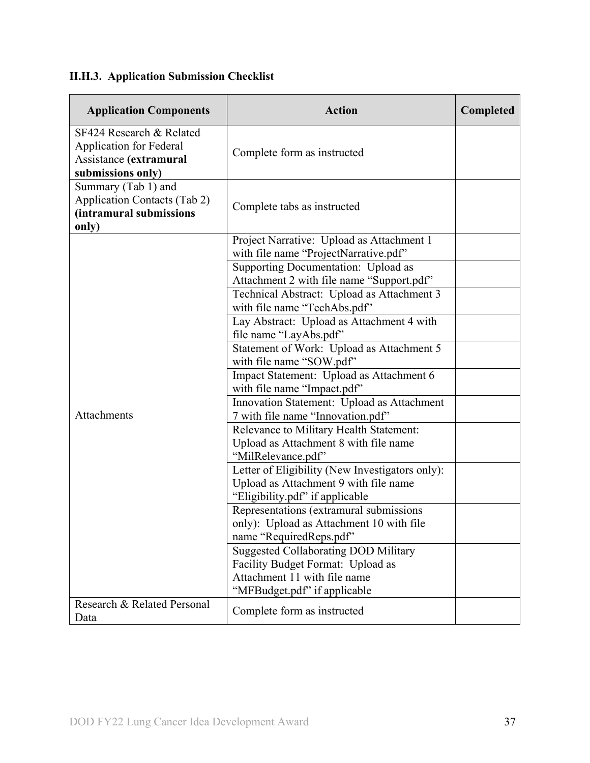### II.H.3. Application Submission Checklist

| Application Components | Action | Completed |
|---|---|---|
| SF424 Research & Related Application for Federal Assistance **(extramural submissions only)** | Complete form as instructed | |
| Summary (Tab 1) and Application Contacts (Tab 2) **(intramural submissions only)** | Complete tabs as instructed | |
| Attachments | Project Narrative: Upload as Attachment 1 with file name "ProjectNarrative.pdf" | |
| | Supporting Documentation: Upload as Attachment 2 with file name "Support.pdf" | |
| | Technical Abstract: Upload as Attachment 3 with file name "TechAbs.pdf" | |
| | Lay Abstract: Upload as Attachment 4 with file name "LayAbs.pdf" | |
| | Statement of Work: Upload as Attachment 5 with file name "SOW.pdf" | |
| | Impact Statement: Upload as Attachment 6 with file name "Impact.pdf" | |
| | Innovation Statement: Upload as Attachment 7 with file name "Innovation.pdf" | |
| | Relevance to Military Health Statement: Upload as Attachment 8 with file name "MilRelevance.pdf" | |
| | Letter of Eligibility (New Investigators only): Upload as Attachment 9 with file name "Eligibility.pdf" if applicable | |
| | Representations (extramural submissions only): Upload as Attachment 10 with file name "RequiredReps.pdf" | |
| | Suggested Collaborating DOD Military Facility Budget Format: Upload as Attachment 11 with file name "MFBudget.pdf" if applicable | |
| Research & Related Personal Data | Complete form as instructed | |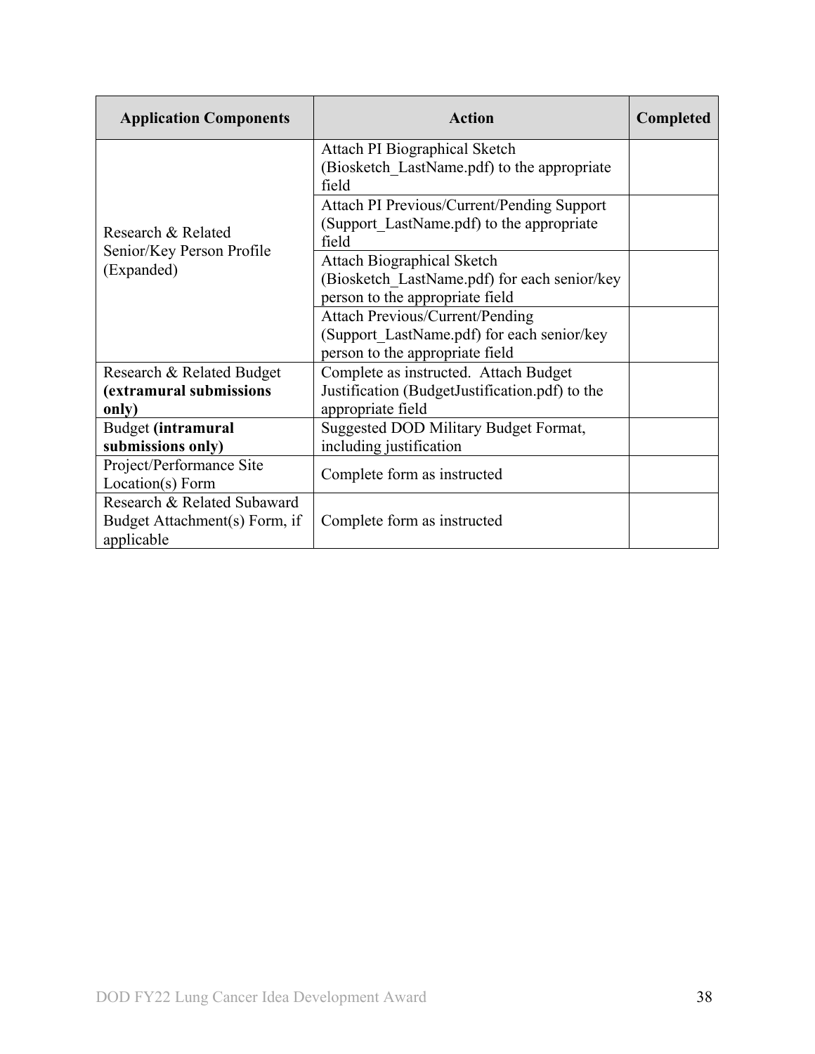| Application Components | Action | Completed |
|---|---|---|
| Research & Related Senior/Key Person Profile (Expanded) | Attach PI Biographical Sketch (Biosketch_LastName.pdf) to the appropriate field | |
| | Attach PI Previous/Current/Pending Support (Support_LastName.pdf) to the appropriate field | |
| | Attach Biographical Sketch (Biosketch_LastName.pdf) for each senior/key person to the appropriate field | |
| | Attach Previous/Current/Pending (Support_LastName.pdf) for each senior/key person to the appropriate field | |
| Research & Related Budget **(extramural submissions only)** | Complete as instructed. Attach Budget Justification (BudgetJustification.pdf) to the appropriate field | |
| Budget **(intramural submissions only)** | Suggested DOD Military Budget Format, including justification | |
| Project/Performance Site Location(s) Form | Complete form as instructed | |
| Research & Related Subaward Budget Attachment(s) Form, if applicable | Complete form as instructed | |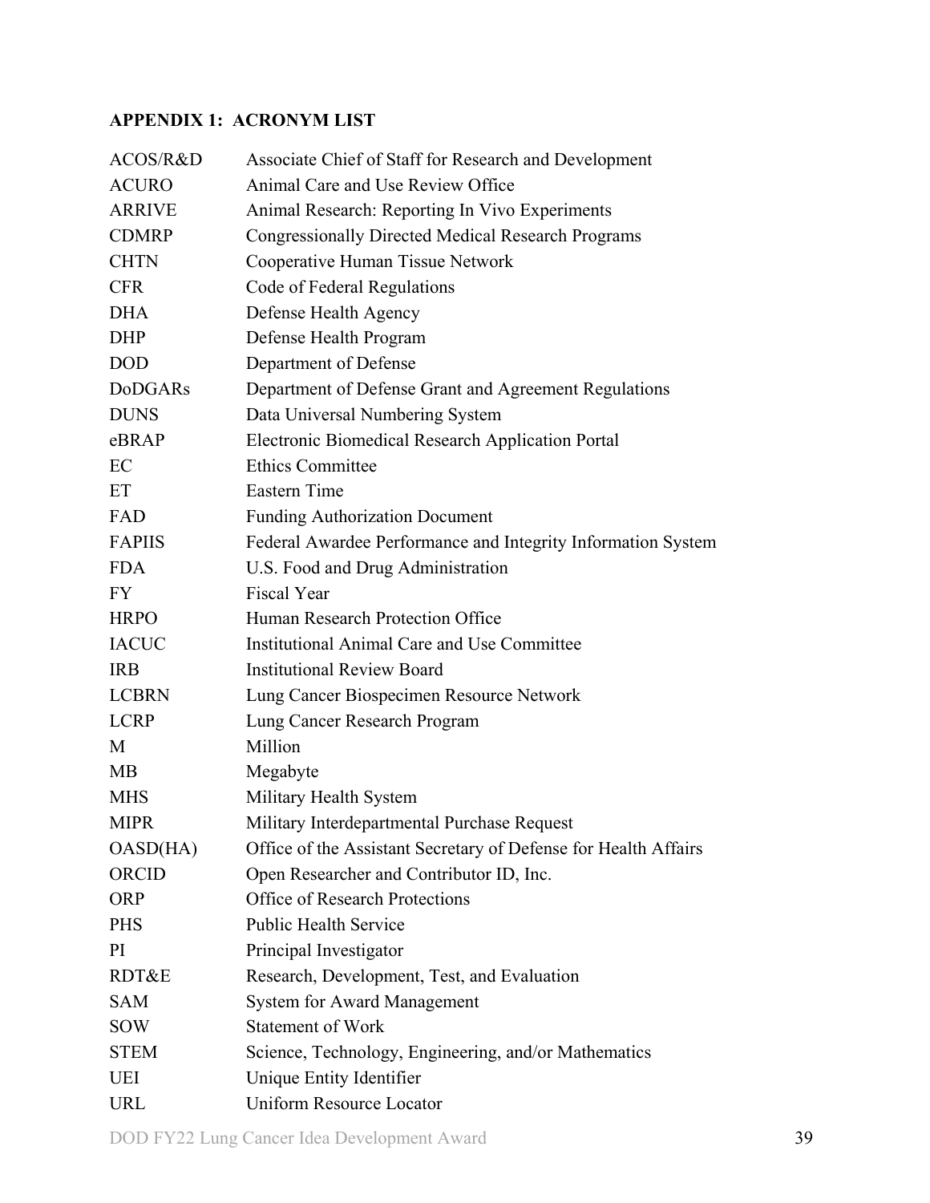## APPENDIX 1: ACRONYM LIST

| | |
|---|---|
| ACOS/R&D | Associate Chief of Staff for Research and Development |
| ACURO | Animal Care and Use Review Office |
| ARRIVE | Animal Research: Reporting In Vivo Experiments |
| CDMRP | Congressionally Directed Medical Research Programs |
| CHTN | Cooperative Human Tissue Network |
| CFR | Code of Federal Regulations |
| DHA | Defense Health Agency |
| DHP | Defense Health Program |
| DOD | Department of Defense |
| DoDGARs | Department of Defense Grant and Agreement Regulations |
| DUNS | Data Universal Numbering System |
| eBRAP | Electronic Biomedical Research Application Portal |
| EC | Ethics Committee |
| ET | Eastern Time |
| FAD | Funding Authorization Document |
| FAPIIS | Federal Awardee Performance and Integrity Information System |
| FDA | U.S. Food and Drug Administration |
| FY | Fiscal Year |
| HRPO | Human Research Protection Office |
| IACUC | Institutional Animal Care and Use Committee |
| IRB | Institutional Review Board |
| LCBRN | Lung Cancer Biospecimen Resource Network |
| LCRP | Lung Cancer Research Program |
| M | Million |
| MB | Megabyte |
| MHS | Military Health System |
| MIPR | Military Interdepartmental Purchase Request |
| OASD(HA) | Office of the Assistant Secretary of Defense for Health Affairs |
| ORCID | Open Researcher and Contributor ID, Inc. |
| ORP | Office of Research Protections |
| PHS | Public Health Service |
| PI | Principal Investigator |
| RDT&E | Research, Development, Test, and Evaluation |
| SAM | System for Award Management |
| SOW | Statement of Work |
| STEM | Science, Technology, Engineering, and/or Mathematics |
| UEI | Unique Entity Identifier |
| URL | Uniform Resource Locator |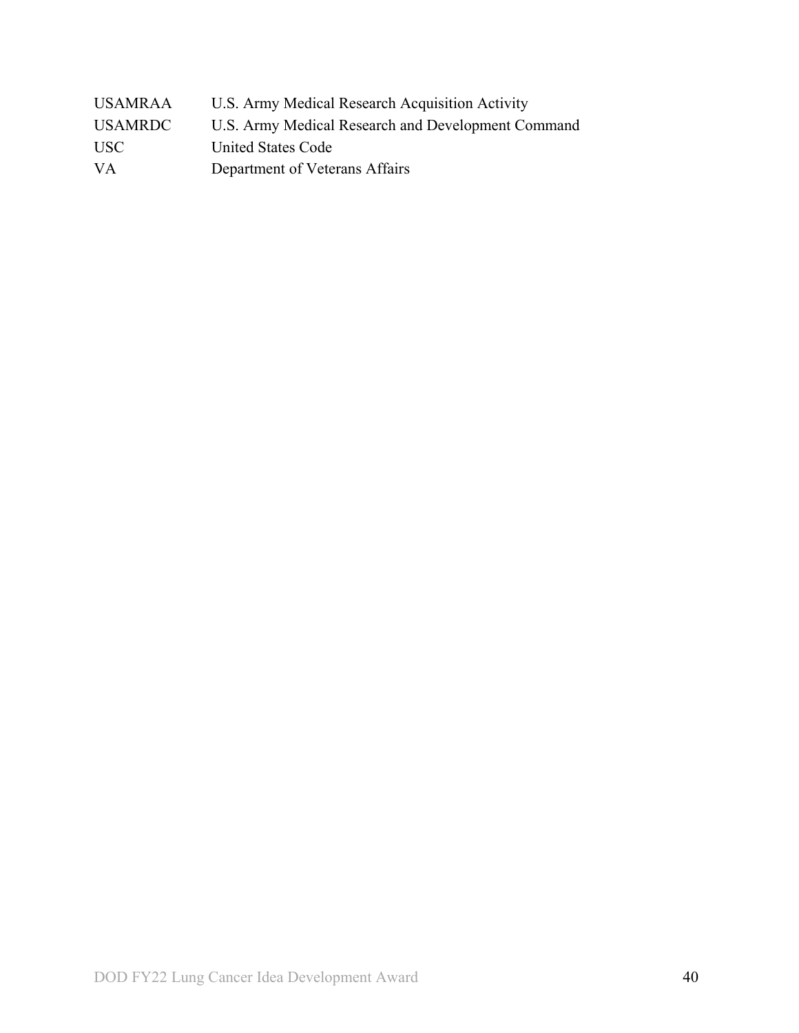| | |
|---|---|
| USAMRAA | U.S. Army Medical Research Acquisition Activity |
| USAMRDC | U.S. Army Medical Research and Development Command |
| USC | United States Code |
| VA | Department of Veterans Affairs |